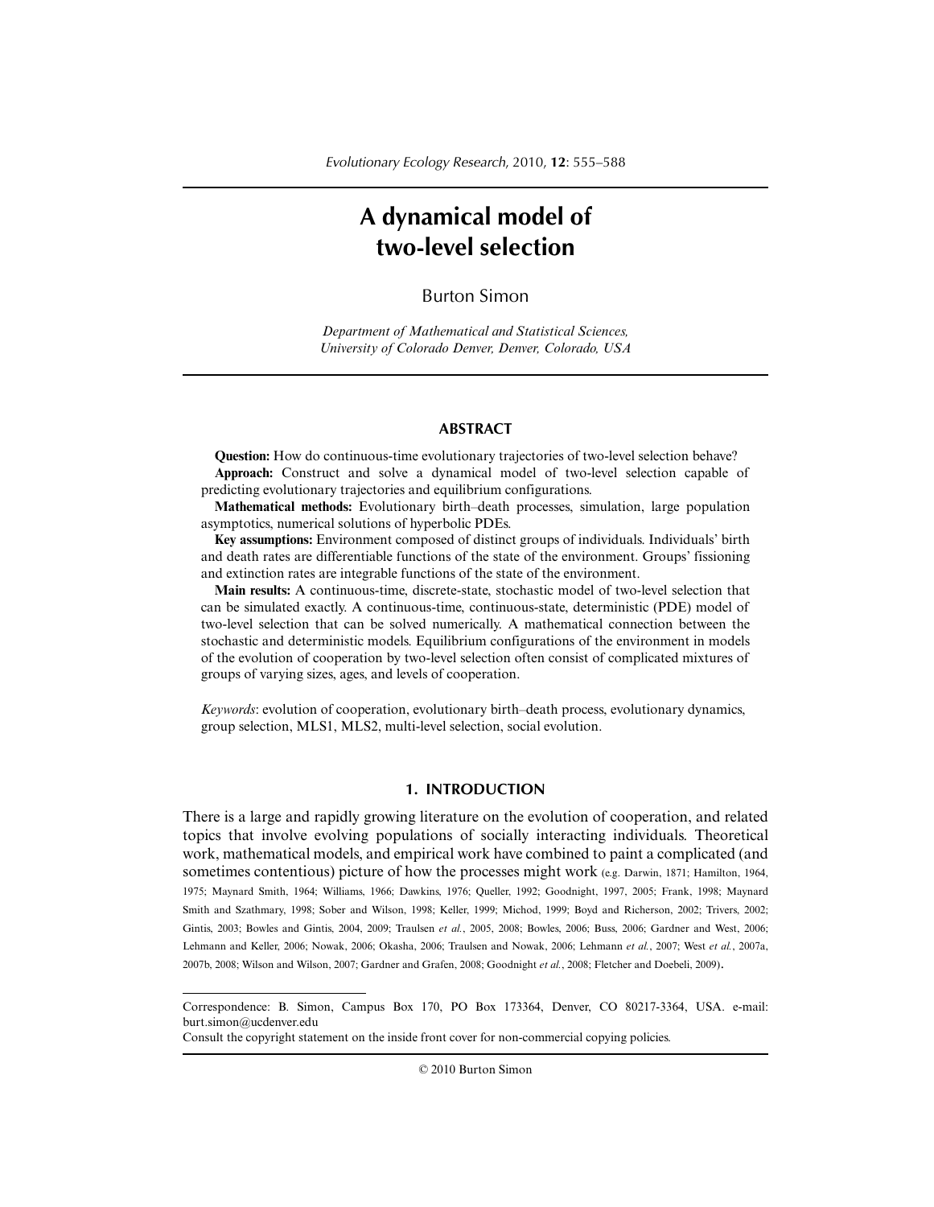# A dynamical model of two-level selection

Burton Simon

*Department of Mathematical and Statistical Sciences, University of Colorado Denver, Denver, Colorado, USA*

## ABSTRACT

**Question:** How do continuous-time evolutionary trajectories of two-level selection behave?

**Approach:** Construct and solve a dynamical model of two-level selection capable of predicting evolutionary trajectories and equilibrium configurations.

**Mathematical methods:** Evolutionary birth–death processes, simulation, large population asymptotics, numerical solutions of hyperbolic PDEs.

**Key assumptions:** Environment composed of distinct groups of individuals. Individuals' birth and death rates are differentiable functions of the state of the environment. Groups' fissioning and extinction rates are integrable functions of the state of the environment.

**Main results:** A continuous-time, discrete-state, stochastic model of two-level selection that can be simulated exactly. A continuous-time, continuous-state, deterministic (PDE) model of two-level selection that can be solved numerically. A mathematical connection between the stochastic and deterministic models. Equilibrium configurations of the environment in models of the evolution of cooperation by two-level selection often consist of complicated mixtures of groups of varying sizes, ages, and levels of cooperation.

*Keywords*: evolution of cooperation, evolutionary birth–death process, evolutionary dynamics, group selection, MLS1, MLS2, multi-level selection, social evolution.

## 1. INTRODUCTION

There is a large and rapidly growing literature on the evolution of cooperation, and related topics that involve evolving populations of socially interacting individuals. Theoretical work, mathematical models, and empirical work have combined to paint a complicated (and sometimes contentious) picture of how the processes might work (e.g. Darwin, 1871; Hamilton, 1964, 1975; Maynard Smith, 1964; Williams, 1966; Dawkins, 1976; Queller, 1992; Goodnight, 1997, 2005; Frank, 1998; Maynard Smith and Szathmary, 1998; Sober and Wilson, 1998; Keller, 1999; Michod, 1999; Boyd and Richerson, 2002; Trivers, 2002; Gintis, 2003; Bowles and Gintis, 2004, 2009; Traulsen *et al.*, 2005, 2008; Bowles, 2006; Buss, 2006; Gardner and West, 2006; Lehmann and Keller, 2006; Nowak, 2006; Okasha, 2006; Traulsen and Nowak, 2006; Lehmann *et al.*, 2007; West *et al.*, 2007a, 2007b, 2008; Wilson and Wilson, 2007; Gardner and Grafen, 2008; Goodnight *et al.*, 2008; Fletcher and Doebeli, 2009).

---

Correspondence: B. Simon, Campus Box 170, PO Box 173364, Denver, CO 80217-3364, USA. e-mail: burt.simon@ucdenver.edu

Consult the copyright statement on the inside front cover for non-commercial copying policies.

© 2010 Burton Simon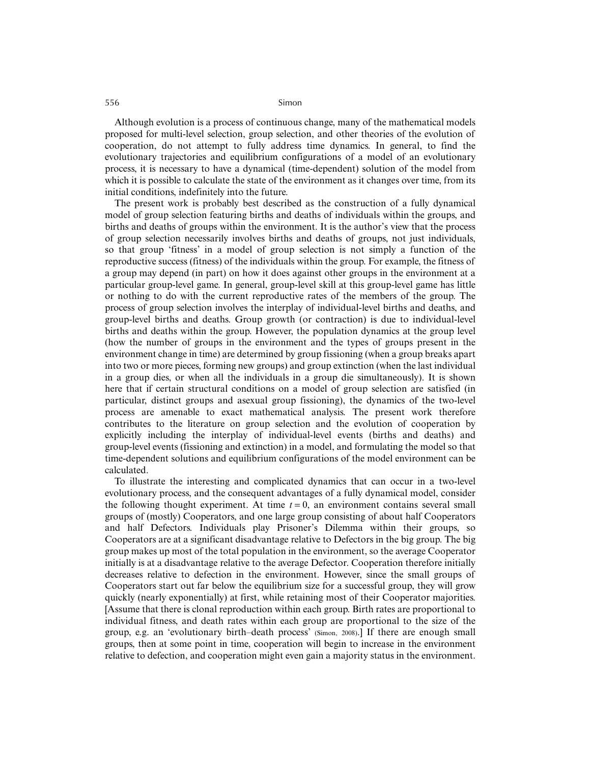Although evolution is a process of continuous change, many of the mathematical models proposed for multi-level selection, group selection, and other theories of the evolution of cooperation, do not attempt to fully address time dynamics. In general, to find the evolutionary trajectories and equilibrium configurations of a model of an evolutionary process, it is necessary to have a dynamical (time-dependent) solution of the model from which it is possible to calculate the state of the environment as it changes over time, from its initial conditions, indefinitely into the future.

The present work is probably best described as the construction of a fully dynamical model of group selection featuring births and deaths of individuals within the groups, and births and deaths of groups within the environment. It is the author's view that the process of group selection necessarily involves births and deaths of groups, not just individuals, so that group 'fitness' in a model of group selection is not simply a function of the reproductive success (fitness) of the individuals within the group. For example, the fitness of a group may depend (in part) on how it does against other groups in the environment at a particular group-level game. In general, group-level skill at this group-level game has little or nothing to do with the current reproductive rates of the members of the group. The process of group selection involves the interplay of individual-level births and deaths, and group-level births and deaths. Group growth (or contraction) is due to individual-level births and deaths within the group. However, the population dynamics at the group level (how the number of groups in the environment and the types of groups present in the environment change in time) are determined by group fissioning (when a group breaks apart into two or more pieces, forming new groups) and group extinction (when the last individual in a group dies, or when all the individuals in a group die simultaneously). It is shown here that if certain structural conditions on a model of group selection are satisfied (in particular, distinct groups and asexual group fissioning), the dynamics of the two-level process are amenable to exact mathematical analysis. The present work therefore contributes to the literature on group selection and the evolution of cooperation by explicitly including the interplay of individual-level events (births and deaths) and group-level events (fissioning and extinction) in a model, and formulating the model so that time-dependent solutions and equilibrium configurations of the model environment can be calculated.

To illustrate the interesting and complicated dynamics that can occur in a two-level evolutionary process, and the consequent advantages of a fully dynamical model, consider the following thought experiment. At time $t = 0$, an environment contains several small groups of (mostly) Cooperators, and one large group consisting of about half Cooperators and half Defectors. Individuals play Prisoner's Dilemma within their groups, so Cooperators are at a significant disadvantage relative to Defectors in the big group. The big group makes up most of the total population in the environment, so the average Cooperator initially is at a disadvantage relative to the average Defector. Cooperation therefore initially decreases relative to defection in the environment. However, since the small groups of Cooperators start out far below the equilibrium size for a successful group, they will grow quickly (nearly exponentially) at first, while retaining most of their Cooperator majorities. [Assume that there is clonal reproduction within each group. Birth rates are proportional to individual fitness, and death rates within each group are proportional to the size of the group, e.g. an 'evolutionary birth–death process' (Simon, 2008).] If there are enough small groups, then at some point in time, cooperation will begin to increase in the environment relative to defection, and cooperation might even gain a majority status in the environment.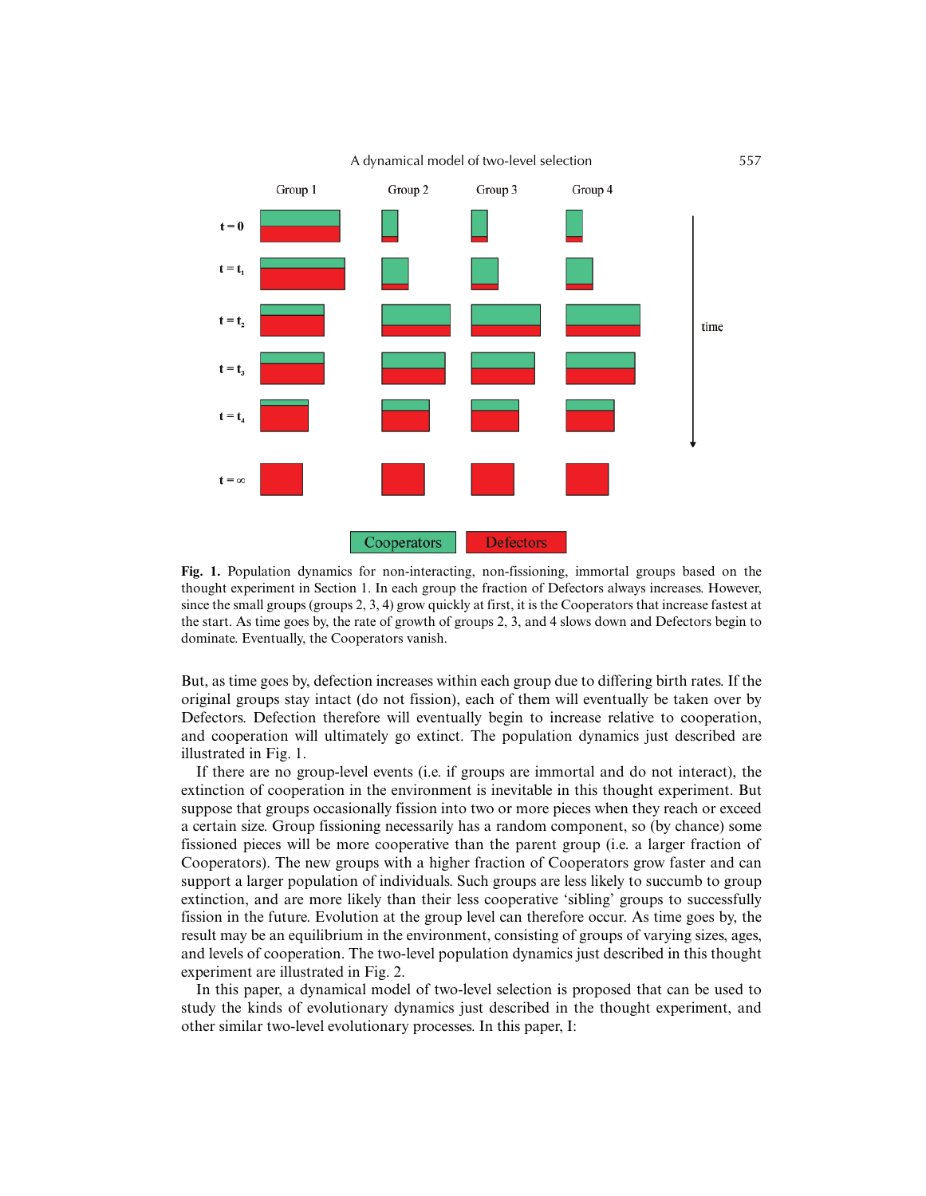**Fig. 1.** Population dynamics for non-interacting, non-fissioning, immortal groups based on the thought experiment in Section 1. In each group the fraction of Defectors always increases. However, since the small groups (groups 2, 3, 4) grow quickly at first, it is the Cooperators that increase fastest at the start. As time goes by, the rate of growth of groups 2, 3, and 4 slows down and Defectors begin to dominate. Eventually, the Cooperators vanish.

But, as time goes by, defection increases within each group due to differing birth rates. If the original groups stay intact (do not fission), each of them will eventually be taken over by Defectors. Defection therefore will eventually begin to increase relative to cooperation, and cooperation will ultimately go extinct. The population dynamics just described are illustrated in Fig. 1.

If there are no group-level events (i.e. if groups are immortal and do not interact), the extinction of cooperation in the environment is inevitable in this thought experiment. But suppose that groups occasionally fission into two or more pieces when they reach or exceed a certain size. Group fissioning necessarily has a random component, so (by chance) some fissioned pieces will be more cooperative than the parent group (i.e. a larger fraction of Cooperators). The new groups with a higher fraction of Cooperators grow faster and can support a larger population of individuals. Such groups are less likely to succumb to group extinction, and are more likely than their less cooperative 'sibling' groups to successfully fission in the future. Evolution at the group level can therefore occur. As time goes by, the result may be an equilibrium in the environment, consisting of groups of varying sizes, ages, and levels of cooperation. The two-level population dynamics just described in this thought experiment are illustrated in Fig. 2.

In this paper, a dynamical model of two-level selection is proposed that can be used to study the kinds of evolutionary dynamics just described in the thought experiment, and other similar two-level evolutionary processes. In this paper, I: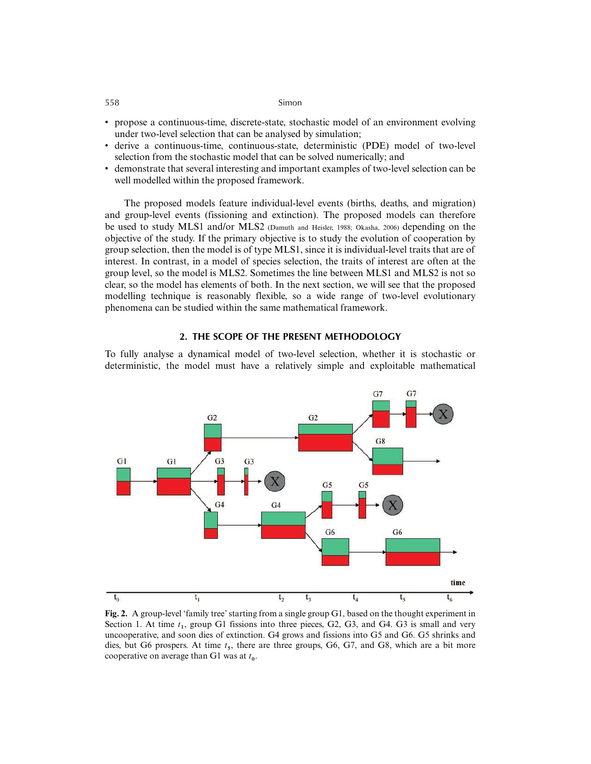- propose a continuous-time, discrete-state, stochastic model of an environment evolving under two-level selection that can be analysed by simulation;
- derive a continuous-time, continuous-state, deterministic (PDE) model of two-level selection from the stochastic model that can be solved numerically; and
- demonstrate that several interesting and important examples of two-level selection can be well modelled within the proposed framework.

The proposed models feature individual-level events (births, deaths, and migration) and group-level events (fissioning and extinction). The proposed models can therefore be used to study MLS1 and/or MLS2 (Damuth and Heisler, 1988; Okasha, 2006) depending on the objective of the study. If the primary objective is to study the evolution of cooperation by group selection, then the model is of type MLS1, since it is individual-level traits that are of interest. In contrast, in a model of species selection, the traits of interest are often at the group level, so the model is MLS2. Sometimes the line between MLS1 and MLS2 is not so clear, so the model has elements of both. In the next section, we will see that the proposed modelling technique is reasonably flexible, so a wide range of two-level evolutionary phenomena can be studied within the same mathematical framework.

## 2. THE SCOPE OF THE PRESENT METHODOLOGY

To fully analyse a dynamical model of two-level selection, whether it is stochastic or deterministic, the model must have a relatively simple and exploitable mathematical

**Fig. 2.** A group-level 'family tree' starting from a single group G1, based on the thought experiment in Section 1. At time $t_1$, group G1 fissions into three pieces, G2, G3, and G4. G3 is small and very uncooperative, and soon dies of extinction. G4 grows and fissions into G5 and G6. G5 shrinks and dies, but G6 prospers. At time $t_5$, there are three groups, G6, G7, and G8, which are a bit more cooperative on average than G1 was at $t_0$.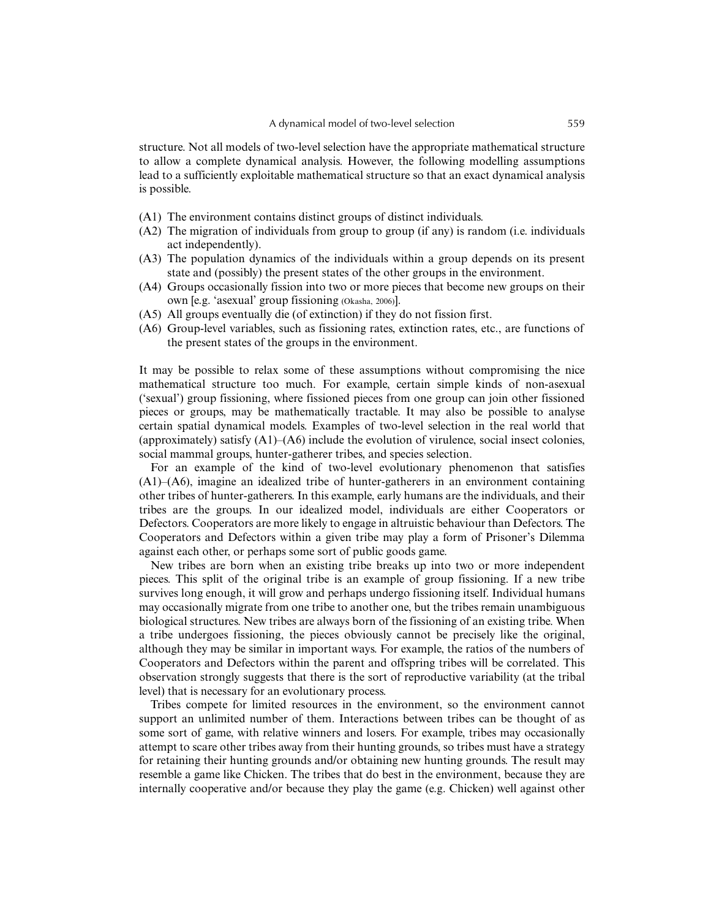structure. Not all models of two-level selection have the appropriate mathematical structure to allow a complete dynamical analysis. However, the following modelling assumptions lead to a sufficiently exploitable mathematical structure so that an exact dynamical analysis is possible.

- (A1) The environment contains distinct groups of distinct individuals.
- (A2) The migration of individuals from group to group (if any) is random (i.e. individuals act independently).
- (A3) The population dynamics of the individuals within a group depends on its present state and (possibly) the present states of the other groups in the environment.
- (A4) Groups occasionally fission into two or more pieces that become new groups on their own [e.g. 'asexual' group fissioning (Okasha, 2006)].
- (A5) All groups eventually die (of extinction) if they do not fission first.
- (A6) Group-level variables, such as fissioning rates, extinction rates, etc., are functions of the present states of the groups in the environment.

It may be possible to relax some of these assumptions without compromising the nice mathematical structure too much. For example, certain simple kinds of non-asexual ('sexual') group fissioning, where fissioned pieces from one group can join other fissioned pieces or groups, may be mathematically tractable. It may also be possible to analyse certain spatial dynamical models. Examples of two-level selection in the real world that (approximately) satisfy (A1)–(A6) include the evolution of virulence, social insect colonies, social mammal groups, hunter-gatherer tribes, and species selection.

For an example of the kind of two-level evolutionary phenomenon that satisfies (A1)–(A6), imagine an idealized tribe of hunter-gatherers in an environment containing other tribes of hunter-gatherers. In this example, early humans are the individuals, and their tribes are the groups. In our idealized model, individuals are either Cooperators or Defectors. Cooperators are more likely to engage in altruistic behaviour than Defectors. The Cooperators and Defectors within a given tribe may play a form of Prisoner's Dilemma against each other, or perhaps some sort of public goods game.

New tribes are born when an existing tribe breaks up into two or more independent pieces. This split of the original tribe is an example of group fissioning. If a new tribe survives long enough, it will grow and perhaps undergo fissioning itself. Individual humans may occasionally migrate from one tribe to another one, but the tribes remain unambiguous biological structures. New tribes are always born of the fissioning of an existing tribe. When a tribe undergoes fissioning, the pieces obviously cannot be precisely like the original, although they may be similar in important ways. For example, the ratios of the numbers of Cooperators and Defectors within the parent and offspring tribes will be correlated. This observation strongly suggests that there is the sort of reproductive variability (at the tribal level) that is necessary for an evolutionary process.

Tribes compete for limited resources in the environment, so the environment cannot support an unlimited number of them. Interactions between tribes can be thought of as some sort of game, with relative winners and losers. For example, tribes may occasionally attempt to scare other tribes away from their hunting grounds, so tribes must have a strategy for retaining their hunting grounds and/or obtaining new hunting grounds. The result may resemble a game like Chicken. The tribes that do best in the environment, because they are internally cooperative and/or because they play the game (e.g. Chicken) well against other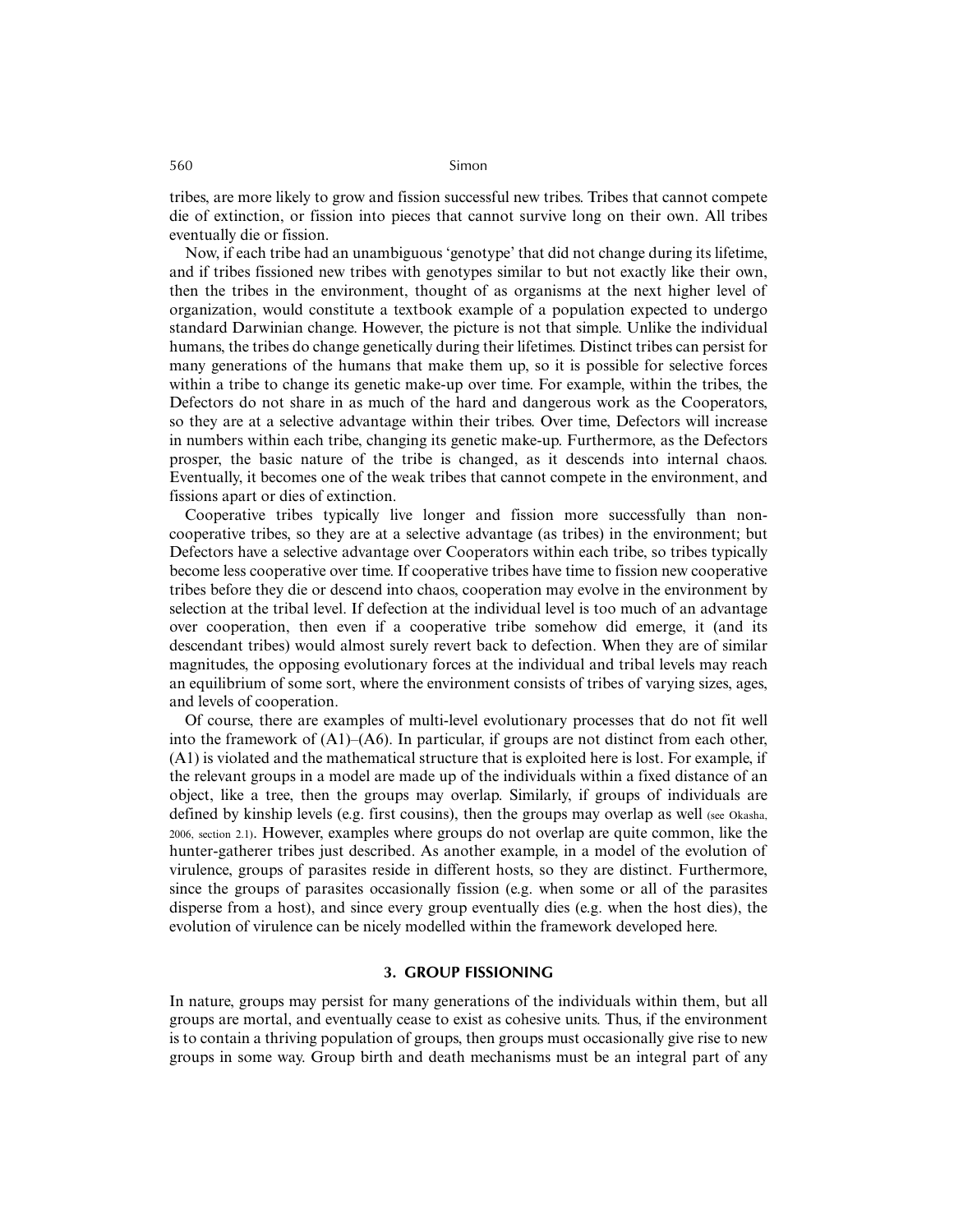tribes, are more likely to grow and fission successful new tribes. Tribes that cannot compete die of extinction, or fission into pieces that cannot survive long on their own. All tribes eventually die or fission.

Now, if each tribe had an unambiguous 'genotype' that did not change during its lifetime, and if tribes fissioned new tribes with genotypes similar to but not exactly like their own, then the tribes in the environment, thought of as organisms at the next higher level of organization, would constitute a textbook example of a population expected to undergo standard Darwinian change. However, the picture is not that simple. Unlike the individual humans, the tribes do change genetically during their lifetimes. Distinct tribes can persist for many generations of the humans that make them up, so it is possible for selective forces within a tribe to change its genetic make-up over time. For example, within the tribes, the Defectors do not share in as much of the hard and dangerous work as the Cooperators, so they are at a selective advantage within their tribes. Over time, Defectors will increase in numbers within each tribe, changing its genetic make-up. Furthermore, as the Defectors prosper, the basic nature of the tribe is changed, as it descends into internal chaos. Eventually, it becomes one of the weak tribes that cannot compete in the environment, and fissions apart or dies of extinction.

Cooperative tribes typically live longer and fission more successfully than non-cooperative tribes, so they are at a selective advantage (as tribes) in the environment; but Defectors have a selective advantage over Cooperators within each tribe, so tribes typically become less cooperative over time. If cooperative tribes have time to fission new cooperative tribes before they die or descend into chaos, cooperation may evolve in the environment by selection at the tribal level. If defection at the individual level is too much of an advantage over cooperation, then even if a cooperative tribe somehow did emerge, it (and its descendant tribes) would almost surely revert back to defection. When they are of similar magnitudes, the opposing evolutionary forces at the individual and tribal levels may reach an equilibrium of some sort, where the environment consists of tribes of varying sizes, ages, and levels of cooperation.

Of course, there are examples of multi-level evolutionary processes that do not fit well into the framework of (A1)–(A6). In particular, if groups are not distinct from each other, (A1) is violated and the mathematical structure that is exploited here is lost. For example, if the relevant groups in a model are made up of the individuals within a fixed distance of an object, like a tree, then the groups may overlap. Similarly, if groups of individuals are defined by kinship levels (e.g. first cousins), then the groups may overlap as well (see Okasha, 2006, section 2.1). However, examples where groups do not overlap are quite common, like the hunter-gatherer tribes just described. As another example, in a model of the evolution of virulence, groups of parasites reside in different hosts, so they are distinct. Furthermore, since the groups of parasites occasionally fission (e.g. when some or all of the parasites disperse from a host), and since every group eventually dies (e.g. when the host dies), the evolution of virulence can be nicely modelled within the framework developed here.

## 3. GROUP FISSIONING

In nature, groups may persist for many generations of the individuals within them, but all groups are mortal, and eventually cease to exist as cohesive units. Thus, if the environment is to contain a thriving population of groups, then groups must occasionally give rise to new groups in some way. Group birth and death mechanisms must be an integral part of any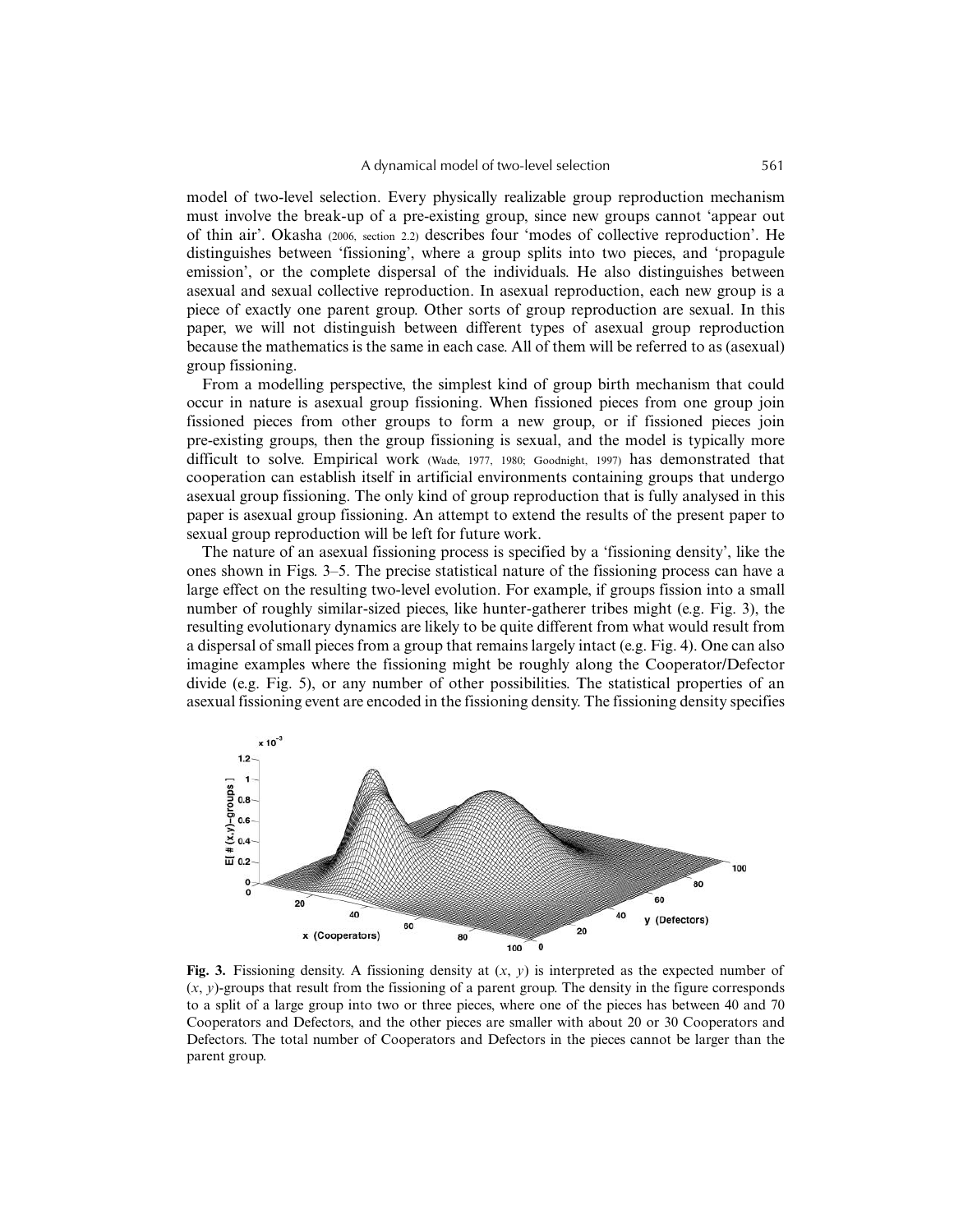model of two-level selection. Every physically realizable group reproduction mechanism must involve the break-up of a pre-existing group, since new groups cannot 'appear out of thin air'. Okasha (2006, section 2.2) describes four 'modes of collective reproduction'. He distinguishes between 'fissioning', where a group splits into two pieces, and 'propagule emission', or the complete dispersal of the individuals. He also distinguishes between asexual and sexual collective reproduction. In asexual reproduction, each new group is a piece of exactly one parent group. Other sorts of group reproduction are sexual. In this paper, we will not distinguish between different types of asexual group reproduction because the mathematics is the same in each case. All of them will be referred to as (asexual) group fissioning.

From a modelling perspective, the simplest kind of group birth mechanism that could occur in nature is asexual group fissioning. When fissioned pieces from one group join fissioned pieces from other groups to form a new group, or if fissioned pieces join pre-existing groups, then the group fissioning is sexual, and the model is typically more difficult to solve. Empirical work (Wade, 1977, 1980; Goodnight, 1997) has demonstrated that cooperation can establish itself in artificial environments containing groups that undergo asexual group fissioning. The only kind of group reproduction that is fully analysed in this paper is asexual group fissioning. An attempt to extend the results of the present paper to sexual group reproduction will be left for future work.

The nature of an asexual fissioning process is specified by a 'fissioning density', like the ones shown in Figs. 3–5. The precise statistical nature of the fissioning process can have a large effect on the resulting two-level evolution. For example, if groups fission into a small number of roughly similar-sized pieces, like hunter-gatherer tribes might (e.g. Fig. 3), the resulting evolutionary dynamics are likely to be quite different from what would result from a dispersal of small pieces from a group that remains largely intact (e.g. Fig. 4). One can also imagine examples where the fissioning might be roughly along the Cooperator/Defector divide (e.g. Fig. 5), or any number of other possibilities. The statistical properties of an asexual fissioning event are encoded in the fissioning density. The fissioning density specifies

**Fig. 3.** Fissioning density. A fissioning density at $(x, y)$ is interpreted as the expected number of $(x, y)$-groups that result from the fissioning of a parent group. The density in the figure corresponds to a split of a large group into two or three pieces, where one of the pieces has between 40 and 70 Cooperators and Defectors, and the other pieces are smaller with about 20 or 30 Cooperators and Defectors. The total number of Cooperators and Defectors in the pieces cannot be larger than the parent group.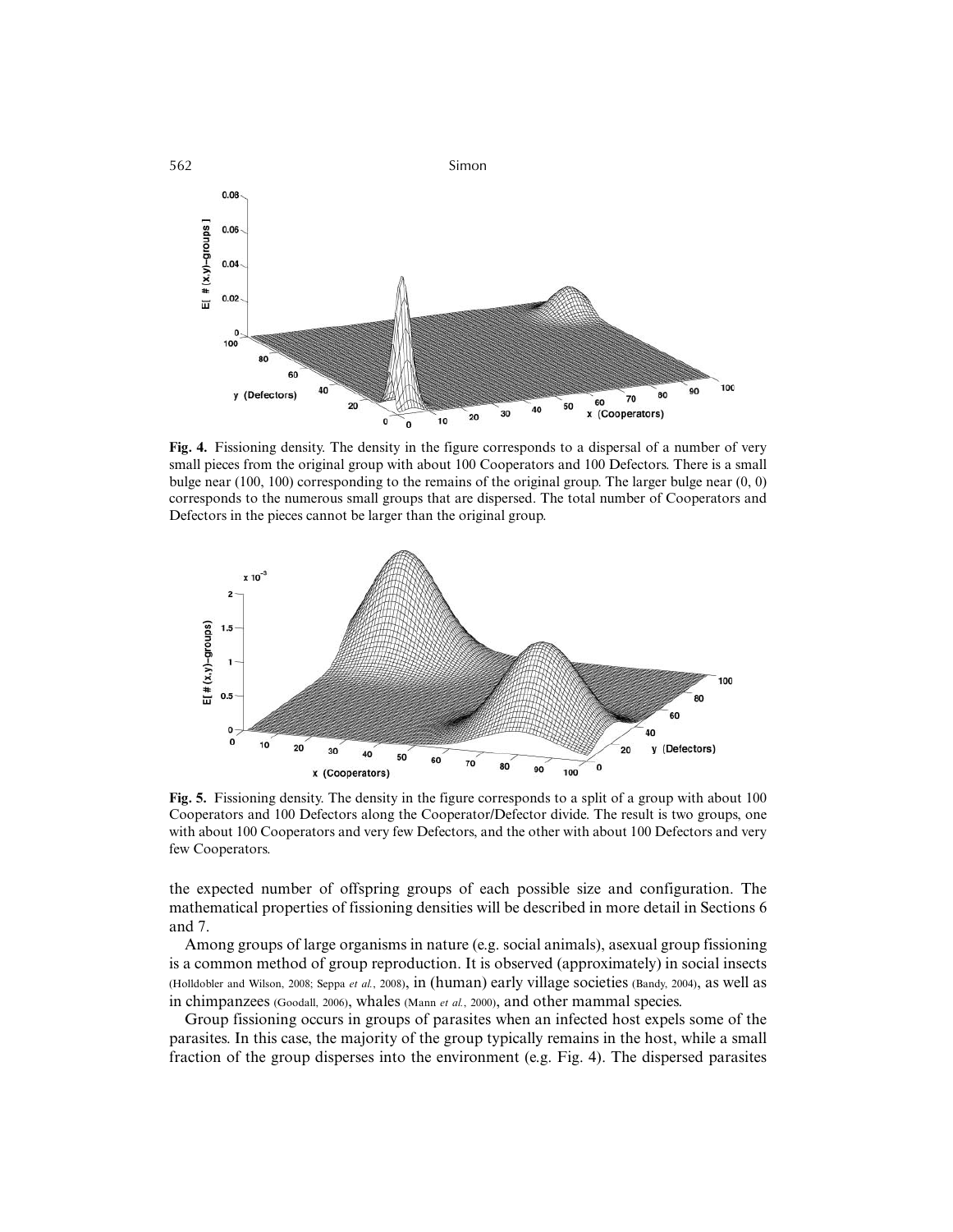**Fig. 4.** Fissioning density. The density in the figure corresponds to a dispersal of a number of very small pieces from the original group with about 100 Cooperators and 100 Defectors. There is a small bulge near (100, 100) corresponding to the remains of the original group. The larger bulge near (0, 0) corresponds to the numerous small groups that are dispersed. The total number of Cooperators and Defectors in the pieces cannot be larger than the original group.

**Fig. 5.** Fissioning density. The density in the figure corresponds to a split of a group with about 100 Cooperators and 100 Defectors along the Cooperator/Defector divide. The result is two groups, one with about 100 Cooperators and very few Defectors, and the other with about 100 Defectors and very few Cooperators.

the expected number of offspring groups of each possible size and configuration. The mathematical properties of fissioning densities will be described in more detail in Sections 6 and 7.

Among groups of large organisms in nature (e.g. social animals), asexual group fissioning is a common method of group reproduction. It is observed (approximately) in social insects (Holldobler and Wilson, 2008; Seppa *et al.*, 2008), in (human) early village societies (Bandy, 2004), as well as in chimpanzees (Goodall, 2006), whales (Mann *et al.*, 2000), and other mammal species.

Group fissioning occurs in groups of parasites when an infected host expels some of the parasites. In this case, the majority of the group typically remains in the host, while a small fraction of the group disperses into the environment (e.g. Fig. 4). The dispersed parasites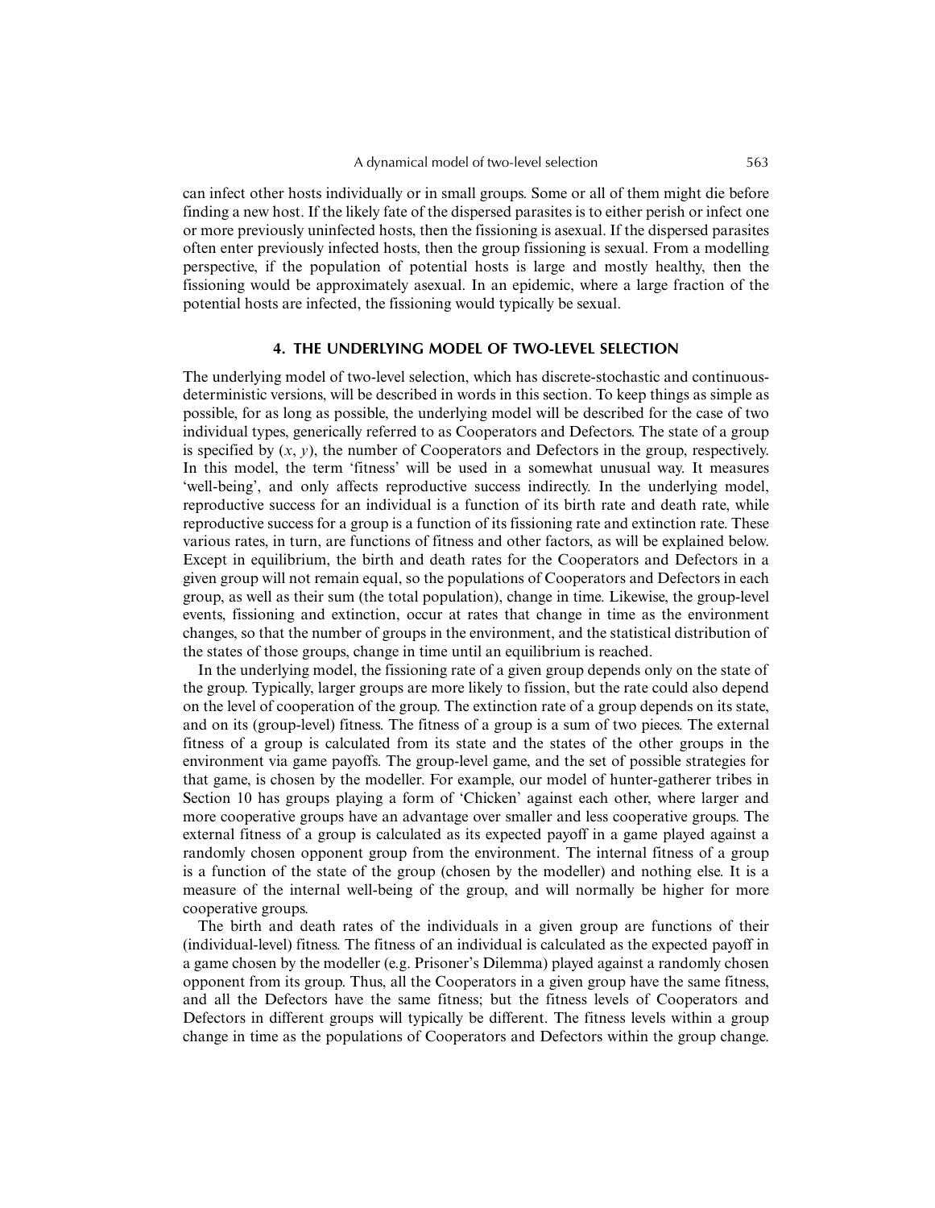can infect other hosts individually or in small groups. Some or all of them might die before finding a new host. If the likely fate of the dispersed parasites is to either perish or infect one or more previously uninfected hosts, then the fissioning is asexual. If the dispersed parasites often enter previously infected hosts, then the group fissioning is sexual. From a modelling perspective, if the population of potential hosts is large and mostly healthy, then the fissioning would be approximately asexual. In an epidemic, where a large fraction of the potential hosts are infected, the fissioning would typically be sexual.

## 4. THE UNDERLYING MODEL OF TWO-LEVEL SELECTION

The underlying model of two-level selection, which has discrete-stochastic and continuous-deterministic versions, will be described in words in this section. To keep things as simple as possible, for as long as possible, the underlying model will be described for the case of two individual types, generically referred to as Cooperators and Defectors. The state of a group is specified by $(x, y)$, the number of Cooperators and Defectors in the group, respectively. In this model, the term 'fitness' will be used in a somewhat unusual way. It measures 'well-being', and only affects reproductive success indirectly. In the underlying model, reproductive success for an individual is a function of its birth rate and death rate, while reproductive success for a group is a function of its fissioning rate and extinction rate. These various rates, in turn, are functions of fitness and other factors, as will be explained below. Except in equilibrium, the birth and death rates for the Cooperators and Defectors in a given group will not remain equal, so the populations of Cooperators and Defectors in each group, as well as their sum (the total population), change in time. Likewise, the group-level events, fissioning and extinction, occur at rates that change in time as the environment changes, so that the number of groups in the environment, and the statistical distribution of the states of those groups, change in time until an equilibrium is reached.

In the underlying model, the fissioning rate of a given group depends only on the state of the group. Typically, larger groups are more likely to fission, but the rate could also depend on the level of cooperation of the group. The extinction rate of a group depends on its state, and on its (group-level) fitness. The fitness of a group is a sum of two pieces. The external fitness of a group is calculated from its state and the states of the other groups in the environment via game payoffs. The group-level game, and the set of possible strategies for that game, is chosen by the modeller. For example, our model of hunter-gatherer tribes in Section 10 has groups playing a form of 'Chicken' against each other, where larger and more cooperative groups have an advantage over smaller and less cooperative groups. The external fitness of a group is calculated as its expected payoff in a game played against a randomly chosen opponent group from the environment. The internal fitness of a group is a function of the state of the group (chosen by the modeller) and nothing else. It is a measure of the internal well-being of the group, and will normally be higher for more cooperative groups.

The birth and death rates of the individuals in a given group are functions of their (individual-level) fitness. The fitness of an individual is calculated as the expected payoff in a game chosen by the modeller (e.g. Prisoner's Dilemma) played against a randomly chosen opponent from its group. Thus, all the Cooperators in a given group have the same fitness, and all the Defectors have the same fitness; but the fitness levels of Cooperators and Defectors in different groups will typically be different. The fitness levels within a group change in time as the populations of Cooperators and Defectors within the group change.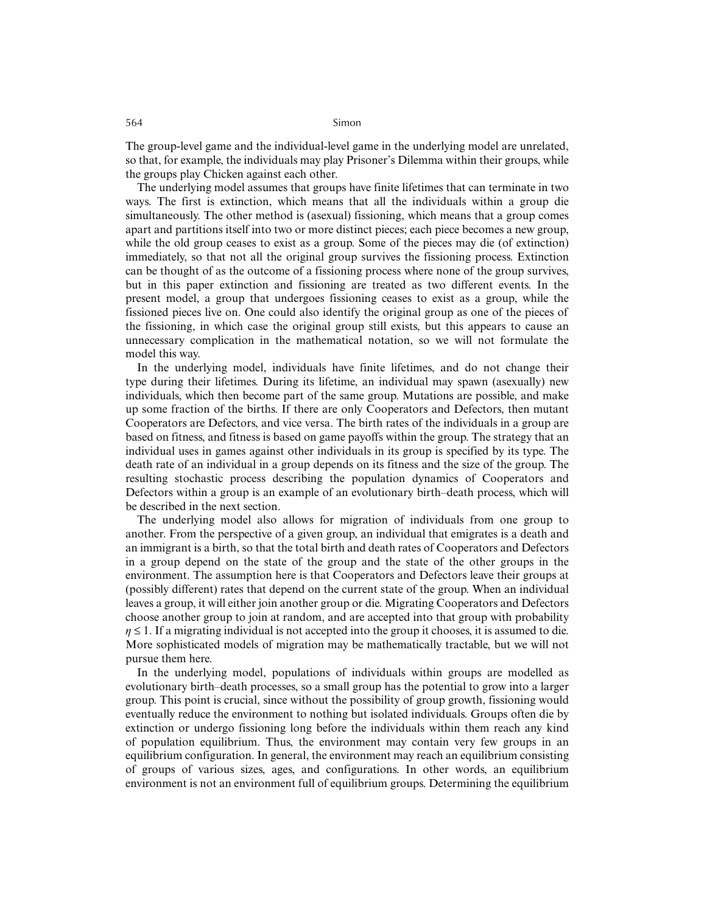The group-level game and the individual-level game in the underlying model are unrelated, so that, for example, the individuals may play Prisoner's Dilemma within their groups, while the groups play Chicken against each other.

The underlying model assumes that groups have finite lifetimes that can terminate in two ways. The first is extinction, which means that all the individuals within a group die simultaneously. The other method is (asexual) fissioning, which means that a group comes apart and partitions itself into two or more distinct pieces; each piece becomes a new group, while the old group ceases to exist as a group. Some of the pieces may die (of extinction) immediately, so that not all the original group survives the fissioning process. Extinction can be thought of as the outcome of a fissioning process where none of the group survives, but in this paper extinction and fissioning are treated as two different events. In the present model, a group that undergoes fissioning ceases to exist as a group, while the fissioned pieces live on. One could also identify the original group as one of the pieces of the fissioning, in which case the original group still exists, but this appears to cause an unnecessary complication in the mathematical notation, so we will not formulate the model this way.

In the underlying model, individuals have finite lifetimes, and do not change their type during their lifetimes. During its lifetime, an individual may spawn (asexually) new individuals, which then become part of the same group. Mutations are possible, and make up some fraction of the births. If there are only Cooperators and Defectors, then mutant Cooperators are Defectors, and vice versa. The birth rates of the individuals in a group are based on fitness, and fitness is based on game payoffs within the group. The strategy that an individual uses in games against other individuals in its group is specified by its type. The death rate of an individual in a group depends on its fitness and the size of the group. The resulting stochastic process describing the population dynamics of Cooperators and Defectors within a group is an example of an evolutionary birth–death process, which will be described in the next section.

The underlying model also allows for migration of individuals from one group to another. From the perspective of a given group, an individual that emigrates is a death and an immigrant is a birth, so that the total birth and death rates of Cooperators and Defectors in a group depend on the state of the group and the state of the other groups in the environment. The assumption here is that Cooperators and Defectors leave their groups at (possibly different) rates that depend on the current state of the group. When an individual leaves a group, it will either join another group or die. Migrating Cooperators and Defectors choose another group to join at random, and are accepted into that group with probability $\eta \leq 1$. If a migrating individual is not accepted into the group it chooses, it is assumed to die. More sophisticated models of migration may be mathematically tractable, but we will not pursue them here.

In the underlying model, populations of individuals within groups are modelled as evolutionary birth–death processes, so a small group has the potential to grow into a larger group. This point is crucial, since without the possibility of group growth, fissioning would eventually reduce the environment to nothing but isolated individuals. Groups often die by extinction or undergo fissioning long before the individuals within them reach any kind of population equilibrium. Thus, the environment may contain very few groups in an equilibrium configuration. In general, the environment may reach an equilibrium consisting of groups of various sizes, ages, and configurations. In other words, an equilibrium environment is not an environment full of equilibrium groups. Determining the equilibrium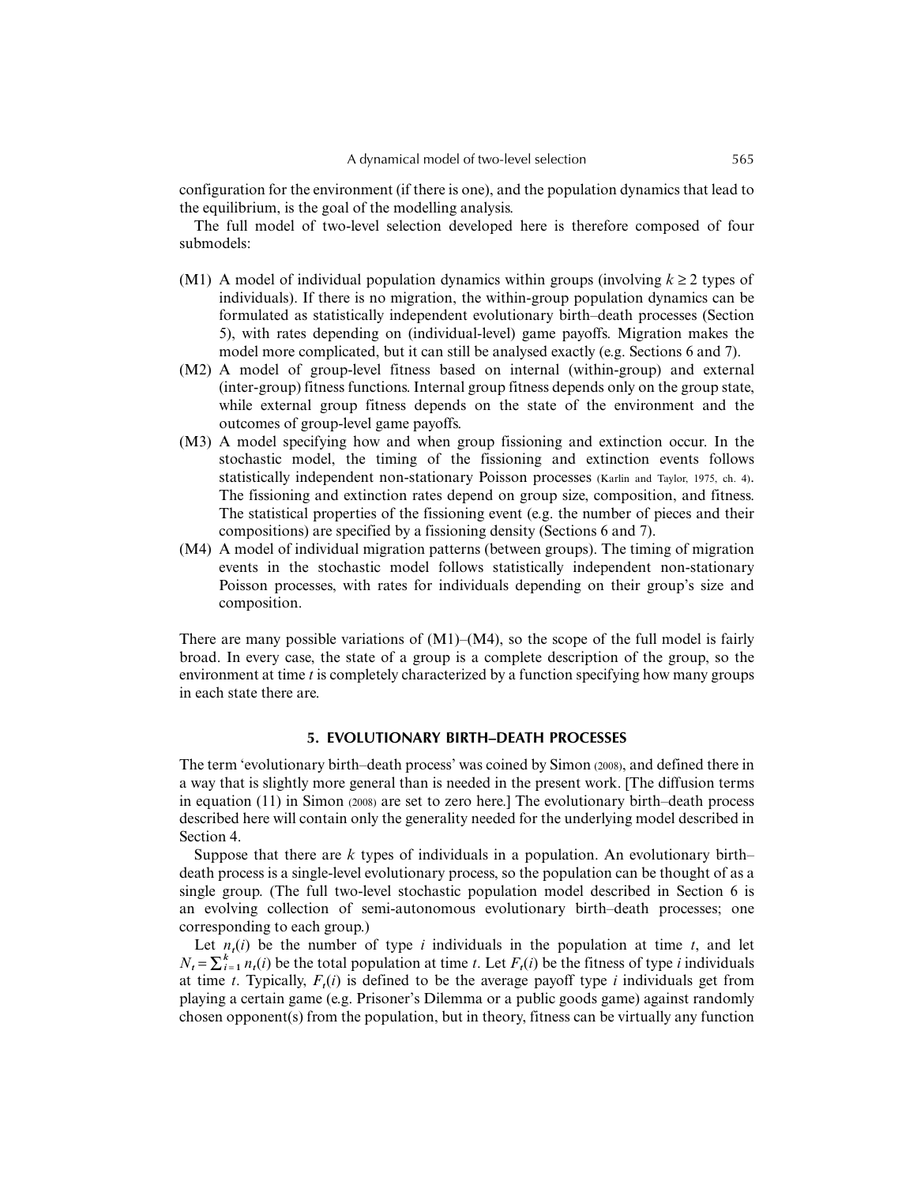configuration for the environment (if there is one), and the population dynamics that lead to the equilibrium, is the goal of the modelling analysis.

The full model of two-level selection developed here is therefore composed of four submodels:

- (M1) A model of individual population dynamics within groups (involving $k \geq 2$ types of individuals). If there is no migration, the within-group population dynamics can be formulated as statistically independent evolutionary birth–death processes (Section 5), with rates depending on (individual-level) game payoffs. Migration makes the model more complicated, but it can still be analysed exactly (e.g. Sections 6 and 7).
- (M2) A model of group-level fitness based on internal (within-group) and external (inter-group) fitness functions. Internal group fitness depends only on the group state, while external group fitness depends on the state of the environment and the outcomes of group-level game payoffs.
- (M3) A model specifying how and when group fissioning and extinction occur. In the stochastic model, the timing of the fissioning and extinction events follows statistically independent non-stationary Poisson processes (Karlin and Taylor, 1975, ch. 4). The fissioning and extinction rates depend on group size, composition, and fitness. The statistical properties of the fissioning event (e.g. the number of pieces and their compositions) are specified by a fissioning density (Sections 6 and 7).
- (M4) A model of individual migration patterns (between groups). The timing of migration events in the stochastic model follows statistically independent non-stationary Poisson processes, with rates for individuals depending on their group's size and composition.

There are many possible variations of (M1)–(M4), so the scope of the full model is fairly broad. In every case, the state of a group is a complete description of the group, so the environment at time $t$ is completely characterized by a function specifying how many groups in each state there are.

## 5. EVOLUTIONARY BIRTH–DEATH PROCESSES

The term 'evolutionary birth–death process' was coined by Simon (2008), and defined there in a way that is slightly more general than is needed in the present work. [The diffusion terms in equation (11) in Simon (2008) are set to zero here.] The evolutionary birth–death process described here will contain only the generality needed for the underlying model described in Section 4.

Suppose that there are $k$ types of individuals in a population. An evolutionary birth–death process is a single-level evolutionary process, so the population can be thought of as a single group. (The full two-level stochastic population model described in Section 6 is an evolving collection of semi-autonomous evolutionary birth–death processes; one corresponding to each group.)

Let $n_t(i)$ be the number of type $i$ individuals in the population at time $t$, and let $N_t = \sum_{i=1}^{k} n_t(i)$ be the total population at time $t$. Let $F_t(i)$ be the fitness of type $i$ individuals at time $t$. Typically, $F_t(i)$ is defined to be the average payoff type $i$ individuals get from playing a certain game (e.g. Prisoner's Dilemma or a public goods game) against randomly chosen opponent(s) from the population, but in theory, fitness can be virtually any function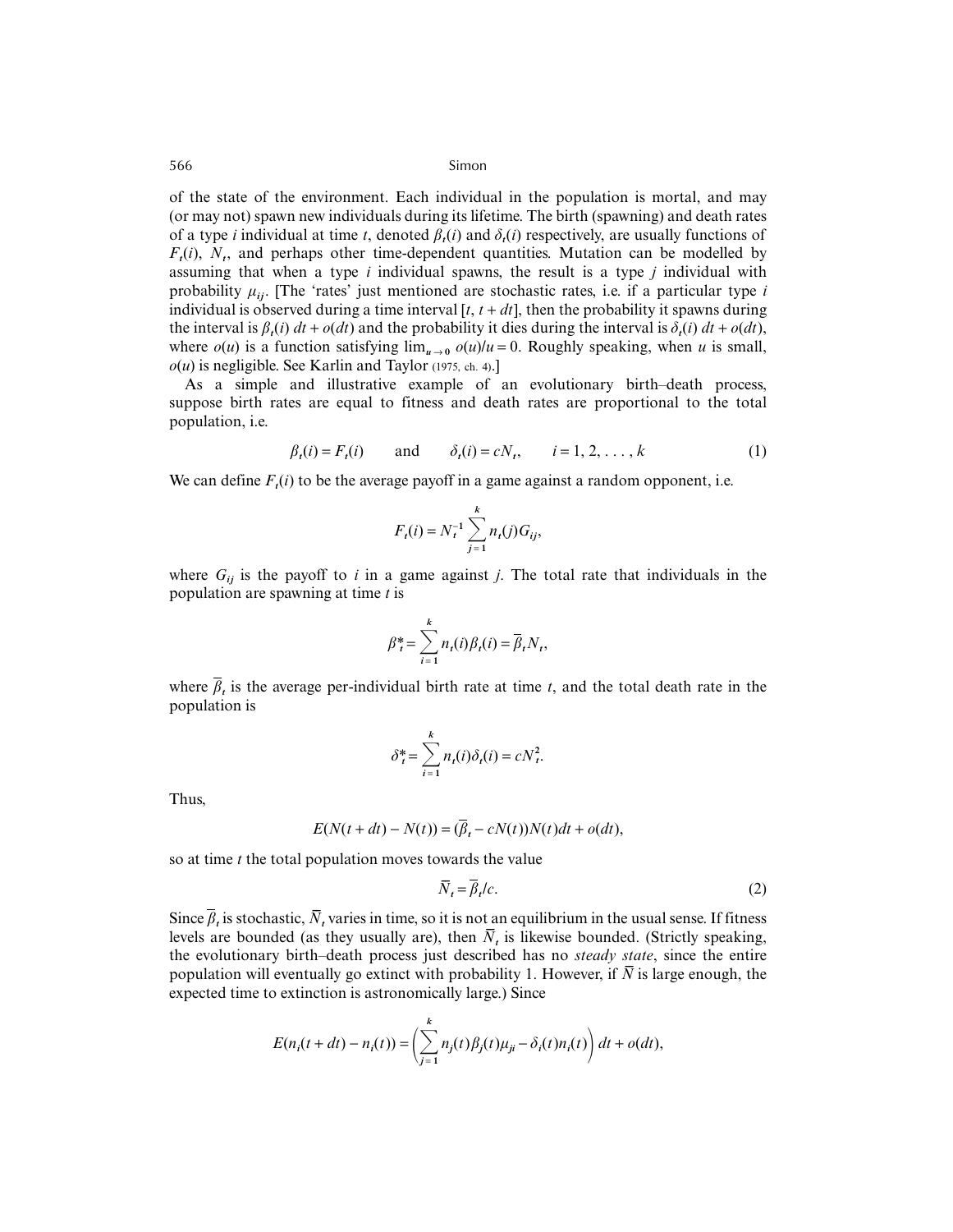of the state of the environment. Each individual in the population is mortal, and may (or may not) spawn new individuals during its lifetime. The birth (spawning) and death rates of a type $i$ individual at time $t$, denoted $\beta_t(i)$ and $\delta_t(i)$ respectively, are usually functions of $F_t(i)$, $N_t$, and perhaps other time-dependent quantities. Mutation can be modelled by assuming that when a type $i$ individual spawns, the result is a type $j$ individual with probability $\mu_{ij}$. [The 'rates' just mentioned are stochastic rates, i.e. if a particular type $i$ individual is observed during a time interval $[t, t + dt]$, then the probability it spawns during the interval is $\beta_t(i)\ dt + o(dt)$ and the probability it dies during the interval is $\delta_t(i)\ dt + o(dt)$, where $o(u)$ is a function satisfying $\lim_{u \to 0} o(u)/u = 0$. Roughly speaking, when $u$ is small, $o(u)$ is negligible. See Karlin and Taylor (1975, ch. 4).]

As a simple and illustrative example of an evolutionary birth–death process, suppose birth rates are equal to fitness and death rates are proportional to the total population, i.e.

$$\beta_t(i) = F_t(i) \qquad \text{and} \qquad \delta_t(i) = cN_t, \qquad i = 1, 2, \ldots, k \tag{1}$$

We can define $F_t(i)$ to be the average payoff in a game against a random opponent, i.e.

$$F_t(i) = N_t^{-1} \sum_{j=1}^{k} n_t(j) G_{ij},$$

where $G_{ij}$ is the payoff to $i$ in a game against $j$. The total rate that individuals in the population are spawning at time $t$ is

$$\beta_t^* = \sum_{i=1}^{k} n_t(i) \beta_t(i) = \bar{\beta}_t N_t,$$

where $\bar{\beta}_t$ is the average per-individual birth rate at time $t$, and the total death rate in the population is

$$\delta_t^* = \sum_{i=1}^{k} n_t(i) \delta_t(i) = cN_t^2.$$

Thus,

$$E(N(t + dt) - N(t)) = (\bar{\beta}_t - cN(t))N(t)dt + o(dt),$$

so at time $t$ the total population moves towards the value

$$\bar{N}_t = \bar{\beta}_t / c. \tag{2}$$

Since $\bar{\beta}_t$ is stochastic, $\bar{N}_t$ varies in time, so it is not an equilibrium in the usual sense. If fitness levels are bounded (as they usually are), then $\bar{N}_t$ is likewise bounded. (Strictly speaking, the evolutionary birth–death process just described has no *steady state*, since the entire population will eventually go extinct with probability 1. However, if $\bar{N}$ is large enough, the expected time to extinction is astronomically large.) Since

$$E(n_i(t + dt) - n_i(t)) = \left( \sum_{j=1}^{k} n_j(t) \beta_j(t) \mu_{ji} - \delta_i(t) n_i(t) \right) dt + o(dt),$$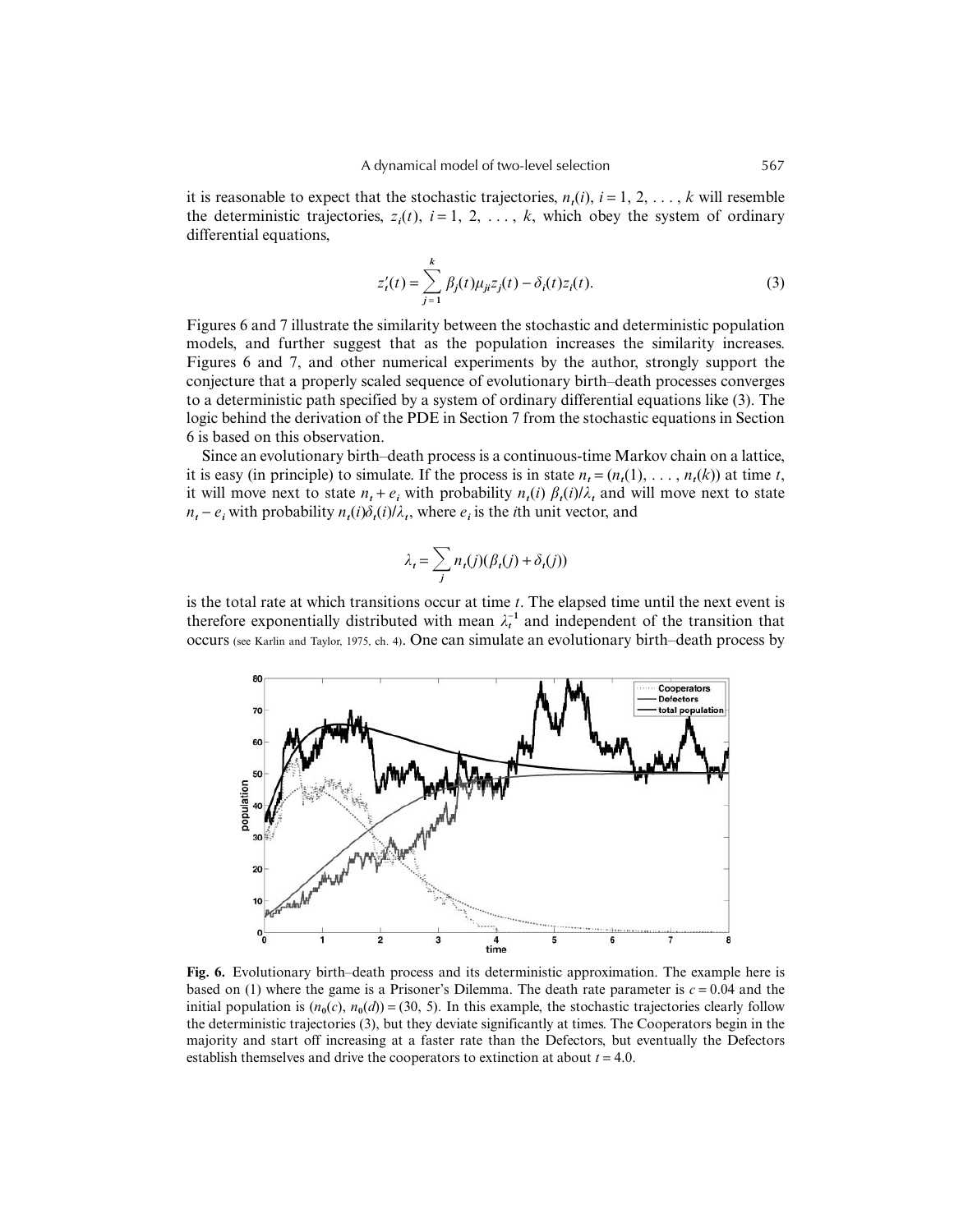it is reasonable to expect that the stochastic trajectories, $n_t(i)$, $i = 1, 2, \ldots, k$ will resemble the deterministic trajectories, $z_i(t)$, $i = 1, 2, \ldots, k$, which obey the system of ordinary differential equations,

$$z_t'(t) = \sum_{j=1}^{k} \beta_j(t)\mu_{ji}z_j(t) - \delta_i(t)z_i(t). \tag{3}$$

Figures 6 and 7 illustrate the similarity between the stochastic and deterministic population models, and further suggest that as the population increases the similarity increases. Figures 6 and 7, and other numerical experiments by the author, strongly support the conjecture that a properly scaled sequence of evolutionary birth–death processes converges to a deterministic path specified by a system of ordinary differential equations like (3). The logic behind the derivation of the PDE in Section 7 from the stochastic equations in Section 6 is based on this observation.

Since an evolutionary birth–death process is a continuous-time Markov chain on a lattice, it is easy (in principle) to simulate. If the process is in state $n_t = (n_t(1), \ldots, n_t(k))$ at time $t$, it will move next to state $n_t + e_i$ with probability $n_t(i)\ \beta_t(i)/\lambda_t$ and will move next to state $n_t - e_i$ with probability $n_t(i)\delta_t(i)/\lambda_t$, where $e_i$ is the $i$th unit vector, and

$$\lambda_t = \sum_j n_t(j)(\beta_t(j) + \delta_t(j))$$

is the total rate at which transitions occur at time $t$. The elapsed time until the next event is therefore exponentially distributed with mean $\lambda_t^{-1}$ and independent of the transition that occurs (see Karlin and Taylor, 1975, ch. 4). One can simulate an evolutionary birth–death process by

**Fig. 6.** Evolutionary birth–death process and its deterministic approximation. The example here is based on (1) where the game is a Prisoner's Dilemma. The death rate parameter is $c = 0.04$ and the initial population is $(n_0(c), n_0(d)) = (30, 5)$. In this example, the stochastic trajectories clearly follow the deterministic trajectories (3), but they deviate significantly at times. The Cooperators begin in the majority and start off increasing at a faster rate than the Defectors, but eventually the Defectors establish themselves and drive the cooperators to extinction at about $t = 4.0$.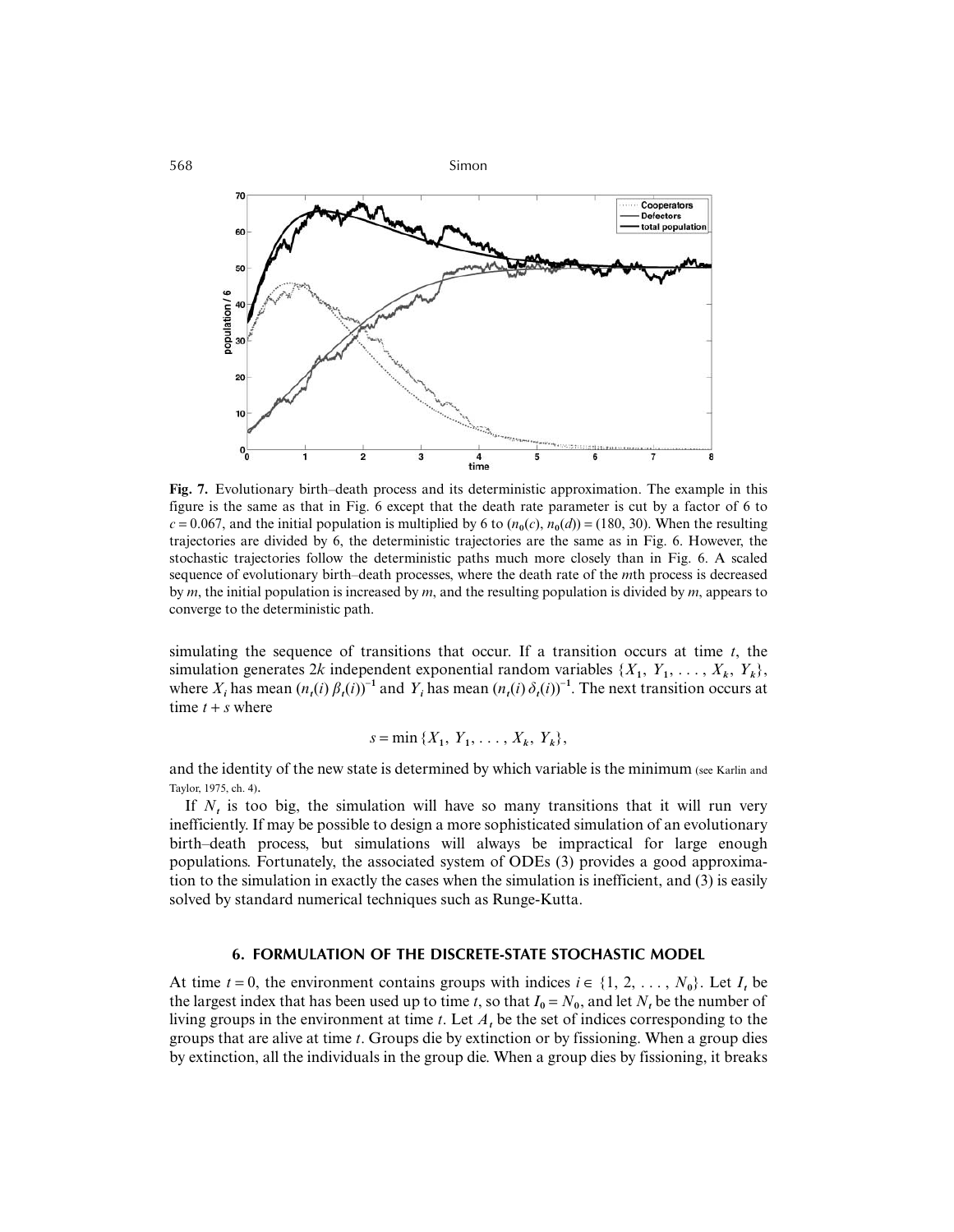**Fig. 7.** Evolutionary birth–death process and its deterministic approximation. The example in this figure is the same as that in Fig. 6 except that the death rate parameter is cut by a factor of 6 to $c = 0.067$, and the initial population is multiplied by 6 to $(n_0(c), n_0(d)) = (180, 30)$. When the resulting trajectories are divided by 6, the deterministic trajectories are the same as in Fig. 6. However, the stochastic trajectories follow the deterministic paths much more closely than in Fig. 6. A scaled sequence of evolutionary birth–death processes, where the death rate of the $m$th process is decreased by $m$, the initial population is increased by $m$, and the resulting population is divided by $m$, appears to converge to the deterministic path.

simulating the sequence of transitions that occur. If a transition occurs at time $t$, the simulation generates $2k$ independent exponential random variables $\{X_1, Y_1, \ldots, X_k, Y_k\}$, where $X_i$ has mean $(n_t(i)\,\beta_t(i))^{-1}$ and $Y_i$ has mean $(n_t(i)\,\delta_t(i))^{-1}$. The next transition occurs at time $t + s$ where

$$s = \min\{X_1, Y_1, \ldots, X_k, Y_k\},$$

and the identity of the new state is determined by which variable is the minimum (see Karlin and Taylor, 1975, ch. 4).

If $N_t$ is too big, the simulation will have so many transitions that it will run very inefficiently. If may be possible to design a more sophisticated simulation of an evolutionary birth–death process, but simulations will always be impractical for large enough populations. Fortunately, the associated system of ODEs (3) provides a good approximation to the simulation in exactly the cases when the simulation is inefficient, and (3) is easily solved by standard numerical techniques such as Runge-Kutta.

## 6. FORMULATION OF THE DISCRETE-STATE STOCHASTIC MODEL

At time $t = 0$, the environment contains groups with indices $i \in \{1, 2, \ldots, N_0\}$. Let $I_t$ be the largest index that has been used up to time $t$, so that $I_0 = N_0$, and let $N_t$ be the number of living groups in the environment at time $t$. Let $A_t$ be the set of indices corresponding to the groups that are alive at time $t$. Groups die by extinction or by fissioning. When a group dies by extinction, all the individuals in the group die. When a group dies by fissioning, it breaks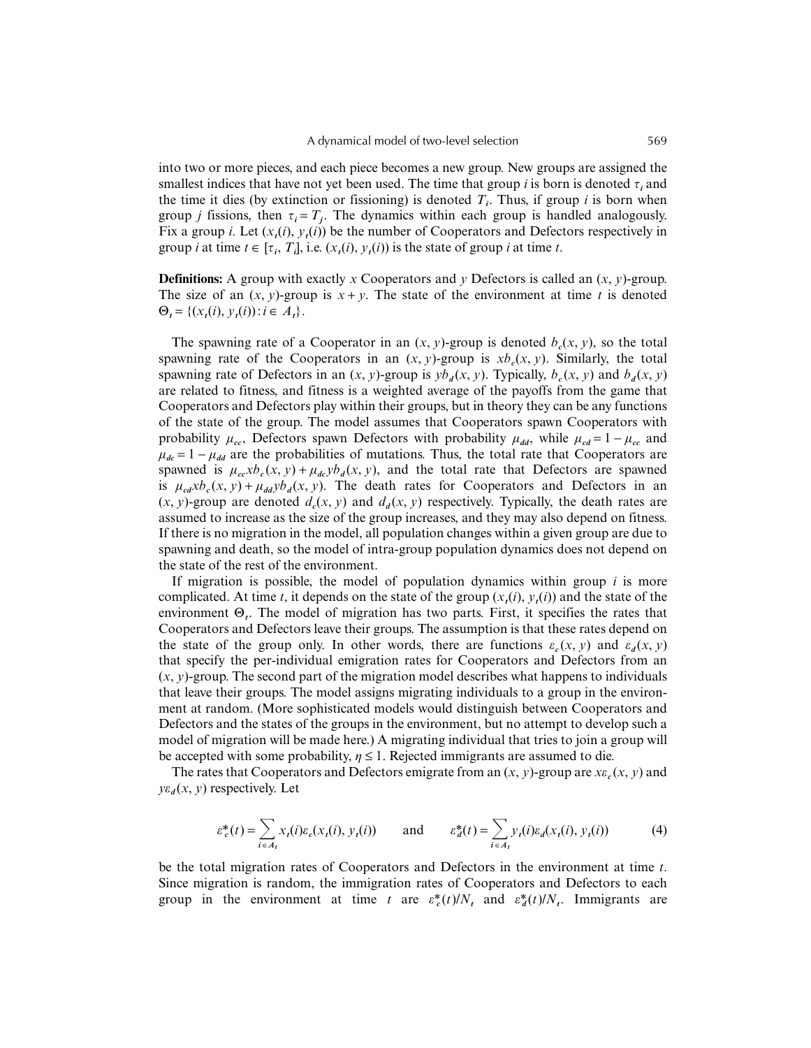into two or more pieces, and each piece becomes a new group. New groups are assigned the smallest indices that have not yet been used. The time that group $i$ is born is denoted $\tau_i$ and the time it dies (by extinction or fissioning) is denoted $T_i$. Thus, if group $i$ is born when group $j$ fissions, then $\tau_i = T_j$. The dynamics within each group is handled analogously. Fix a group $i$. Let $(x_t(i), y_t(i))$ be the number of Cooperators and Defectors respectively in group $i$ at time $t \in [\tau_i, T_i]$, i.e. $(x_t(i), y_t(i))$ is the state of group $i$ at time $t$.

**Definitions:** A group with exactly $x$ Cooperators and $y$ Defectors is called an $(x, y)$-group. The size of an $(x, y)$-group is $x + y$. The state of the environment at time $t$ is denoted $\Theta_t = \{(x_t(i), y_t(i)) : i \in A_t\}$.

The spawning rate of a Cooperator in an $(x, y)$-group is denoted $b_c(x, y)$, so the total spawning rate of the Cooperators in an $(x, y)$-group is $xb_c(x, y)$. Similarly, the total spawning rate of Defectors in an $(x, y)$-group is $yb_d(x, y)$. Typically, $b_c(x, y)$ and $b_d(x, y)$ are related to fitness, and fitness is a weighted average of the payoffs from the game that Cooperators and Defectors play within their groups, but in theory they can be any functions of the state of the group. The model assumes that Cooperators spawn Cooperators with probability $\mu_{cc}$, Defectors spawn Defectors with probability $\mu_{dd}$, while $\mu_{cd} = 1 - \mu_{cc}$ and $\mu_{dc} = 1 - \mu_{dd}$ are the probabilities of mutations. Thus, the total rate that Cooperators are spawned is $\mu_{cc}xb_c(x, y) + \mu_{dc}yb_d(x, y)$, and the total rate that Defectors are spawned is $\mu_{cd}xb_c(x, y) + \mu_{dd}yb_d(x, y)$. The death rates for Cooperators and Defectors in an $(x, y)$-group are denoted $d_c(x, y)$ and $d_d(x, y)$ respectively. Typically, the death rates are assumed to increase as the size of the group increases, and they may also depend on fitness. If there is no migration in the model, all population changes within a given group are due to spawning and death, so the model of intra-group population dynamics does not depend on the state of the rest of the environment.

If migration is possible, the model of population dynamics within group $i$ is more complicated. At time $t$, it depends on the state of the group $(x_t(i), y_t(i))$ and the state of the environment $\Theta_t$. The model of migration has two parts. First, it specifies the rates that Cooperators and Defectors leave their groups. The assumption is that these rates depend on the state of the group only. In other words, there are functions $\varepsilon_c(x, y)$ and $\varepsilon_d(x, y)$ that specify the per-individual emigration rates for Cooperators and Defectors from an $(x, y)$-group. The second part of the migration model describes what happens to individuals that leave their groups. The model assigns migrating individuals to a group in the environment at random. (More sophisticated models would distinguish between Cooperators and Defectors and the states of the groups in the environment, but no attempt to develop such a model of migration will be made here.) A migrating individual that tries to join a group will be accepted with some probability, $\eta \leq 1$. Rejected immigrants are assumed to die.

The rates that Cooperators and Defectors emigrate from an $(x, y)$-group are $x\varepsilon_c(x, y)$ and $y\varepsilon_d(x, y)$ respectively. Let

$$\varepsilon_c^*(t) = \sum_{i \in A_t} x_t(i)\varepsilon_c(x_t(i), y_t(i)) \qquad \text{and} \qquad \varepsilon_d^*(t) = \sum_{i \in A_t} y_t(i)\varepsilon_d(x_t(i), y_t(i)) \tag{4}$$

be the total migration rates of Cooperators and Defectors in the environment at time $t$. Since migration is random, the immigration rates of Cooperators and Defectors to each group in the environment at time $t$ are $\varepsilon_c^*(t)/N_t$ and $\varepsilon_d^*(t)/N_t$. Immigrants are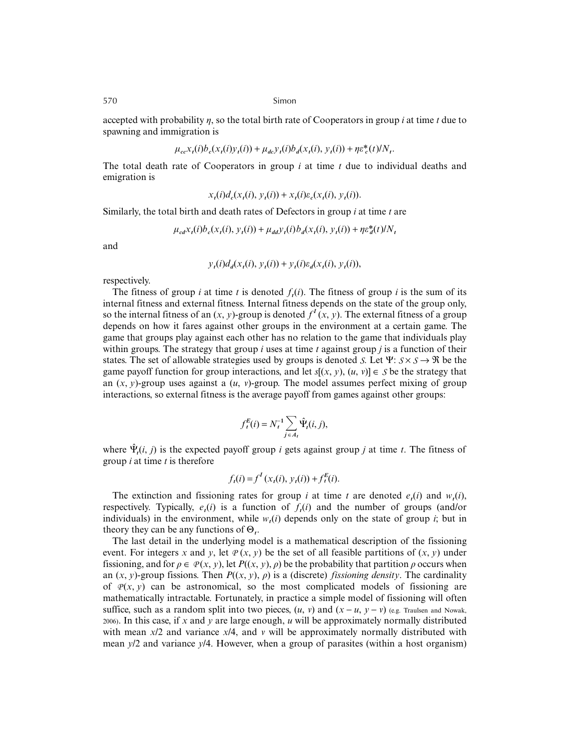accepted with probability $\eta$, so the total birth rate of Cooperators in group $i$ at time $t$ due to spawning and immigration is

$$\mu_{cc}x_t(i)b_c(x_t(i)y_t(i)) + \mu_{dc}y_t(i)b_d(x_t(i), y_t(i)) + \eta\varepsilon^*_c(t)/N_t.$$

The total death rate of Cooperators in group $i$ at time $t$ due to individual deaths and emigration is

$$x_t(i)d_c(x_t(i), y_t(i)) + x_t(i)\varepsilon_c(x_t(i), y_t(i)).$$

Similarly, the total birth and death rates of Defectors in group $i$ at time $t$ are

$$\mu_{cd}x_t(i)b_c(x_t(i), y_t(i)) + \mu_{dd}y_t(i)b_d(x_t(i), y_t(i)) + \eta\varepsilon^*_d(t)/N_t$$

and

$$y_t(i)d_d(x_t(i), y_t(i)) + y_t(i)\varepsilon_d(x_t(i), y_t(i)),$$

respectively.

The fitness of group $i$ at time $t$ is denoted $f_t(i)$. The fitness of group $i$ is the sum of its internal fitness and external fitness. Internal fitness depends on the state of the group only, so the internal fitness of an $(x, y)$-group is denoted $f^I(x, y)$. The external fitness of a group depends on how it fares against other groups in the environment at a certain game. The game that groups play against each other has no relation to the game that individuals play within groups. The strategy that group $i$ uses at time $t$ against group $j$ is a function of their states. The set of allowable strategies used by groups is denoted $\mathcal{S}$. Let $\Psi: \mathcal{S} \times \mathcal{S} \rightarrow \Re$ be the game payoff function for group interactions, and let $s[(x, y), (u, v)] \in \mathcal{S}$ be the strategy that an $(x, y)$-group uses against a $(u, v)$-group. The model assumes perfect mixing of group interactions, so external fitness is the average payoff from games against other groups:

$$f^E_t(i) = N_t^{-1}\sum_{j \in A_t}\hat{\Psi}_t(i, j),$$

where $\hat{\Psi}_t(i, j)$ is the expected payoff group $i$ gets against group $j$ at time $t$. The fitness of group $i$ at time $t$ is therefore

$$f_t(i) = f^I(x_t(i), y_t(i)) + f^E_t(i).$$

The extinction and fissioning rates for group $i$ at time $t$ are denoted $e_t(i)$ and $w_t(i)$, respectively. Typically, $e_t(i)$ is a function of $f_t(i)$ and the number of groups (and/or individuals) in the environment, while $w_t(i)$ depends only on the state of group $i$; but in theory they can be any functions of $\Theta_t$.

The last detail in the underlying model is a mathematical description of the fissioning event. For integers $x$ and $y$, let $\mathcal{P}(x, y)$ be the set of all feasible partitions of $(x, y)$ under fissioning, and for $\rho \in \mathcal{P}(x, y)$, let $P((x, y), \rho)$ be the probability that partition $\rho$ occurs when an $(x, y)$-group fissions. Then $P((x, y), \rho)$ is a (discrete) *fissioning density*. The cardinality of $\mathcal{P}(x, y)$ can be astronomical, so the most complicated models of fissioning are mathematically intractable. Fortunately, in practice a simple model of fissioning will often suffice, such as a random split into two pieces, $(u, v)$ and $(x - u, y - v)$ (e.g. Traulsen and Nowak, 2006). In this case, if $x$ and $y$ are large enough, $u$ will be approximately normally distributed with mean $x/2$ and variance $x/4$, and $v$ will be approximately normally distributed with mean $y/2$ and variance $y/4$. However, when a group of parasites (within a host organism)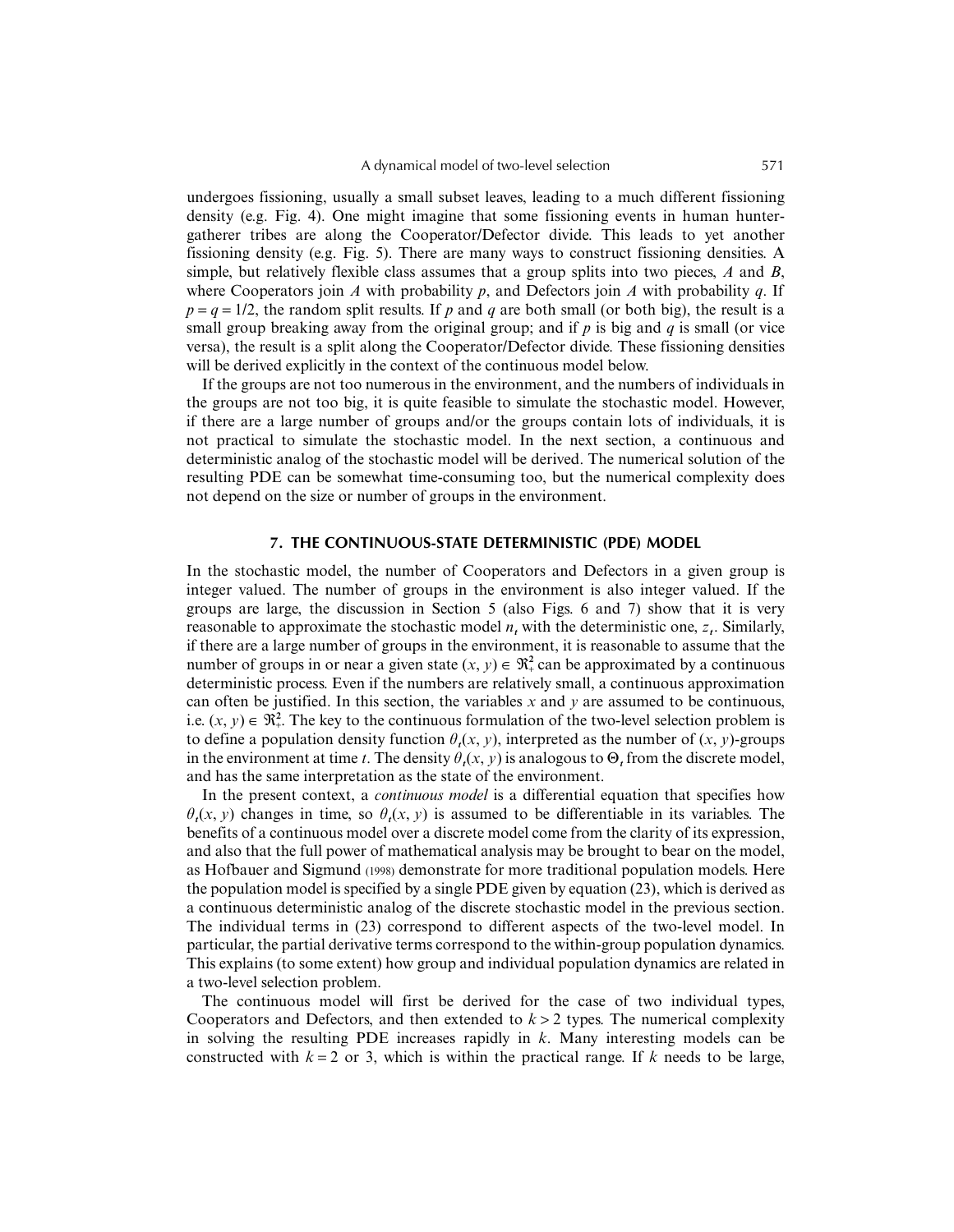undergoes fissioning, usually a small subset leaves, leading to a much different fissioning density (e.g. Fig. 4). One might imagine that some fissioning events in human hunter-gatherer tribes are along the Cooperator/Defector divide. This leads to yet another fissioning density (e.g. Fig. 5). There are many ways to construct fissioning densities. A simple, but relatively flexible class assumes that a group splits into two pieces, $A$ and $B$, where Cooperators join $A$ with probability $p$, and Defectors join $A$ with probability $q$. If $p = q = 1/2$, the random split results. If $p$ and $q$ are both small (or both big), the result is a small group breaking away from the original group; and if $p$ is big and $q$ is small (or vice versa), the result is a split along the Cooperator/Defector divide. These fissioning densities will be derived explicitly in the context of the continuous model below.

If the groups are not too numerous in the environment, and the numbers of individuals in the groups are not too big, it is quite feasible to simulate the stochastic model. However, if there are a large number of groups and/or the groups contain lots of individuals, it is not practical to simulate the stochastic model. In the next section, a continuous and deterministic analog of the stochastic model will be derived. The numerical solution of the resulting PDE can be somewhat time-consuming too, but the numerical complexity does not depend on the size or number of groups in the environment.

## 7. THE CONTINUOUS-STATE DETERMINISTIC (PDE) MODEL

In the stochastic model, the number of Cooperators and Defectors in a given group is integer valued. The number of groups in the environment is also integer valued. If the groups are large, the discussion in Section 5 (also Figs. 6 and 7) show that it is very reasonable to approximate the stochastic model $n_t$ with the deterministic one, $z_t$. Similarly, if there are a large number of groups in the environment, it is reasonable to assume that the number of groups in or near a given state $(x, y) \in \Re_+^2$ can be approximated by a continuous deterministic process. Even if the numbers are relatively small, a continuous approximation can often be justified. In this section, the variables $x$ and $y$ are assumed to be continuous, i.e. $(x, y) \in \Re_+^2$. The key to the continuous formulation of the two-level selection problem is to define a population density function $\theta_t(x, y)$, interpreted as the number of $(x, y)$-groups in the environment at time $t$. The density $\theta_t(x, y)$ is analogous to $\Theta_t$ from the discrete model, and has the same interpretation as the state of the environment.

In the present context, a *continuous model* is a differential equation that specifies how $\theta_t(x, y)$ changes in time, so $\theta_t(x, y)$ is assumed to be differentiable in its variables. The benefits of a continuous model over a discrete model come from the clarity of its expression, and also that the full power of mathematical analysis may be brought to bear on the model, as Hofbauer and Sigmund (1998) demonstrate for more traditional population models. Here the population model is specified by a single PDE given by equation (23), which is derived as a continuous deterministic analog of the discrete stochastic model in the previous section. The individual terms in (23) correspond to different aspects of the two-level model. In particular, the partial derivative terms correspond to the within-group population dynamics. This explains (to some extent) how group and individual population dynamics are related in a two-level selection problem.

The continuous model will first be derived for the case of two individual types, Cooperators and Defectors, and then extended to $k > 2$ types. The numerical complexity in solving the resulting PDE increases rapidly in $k$. Many interesting models can be constructed with $k = 2$ or 3, which is within the practical range. If $k$ needs to be large,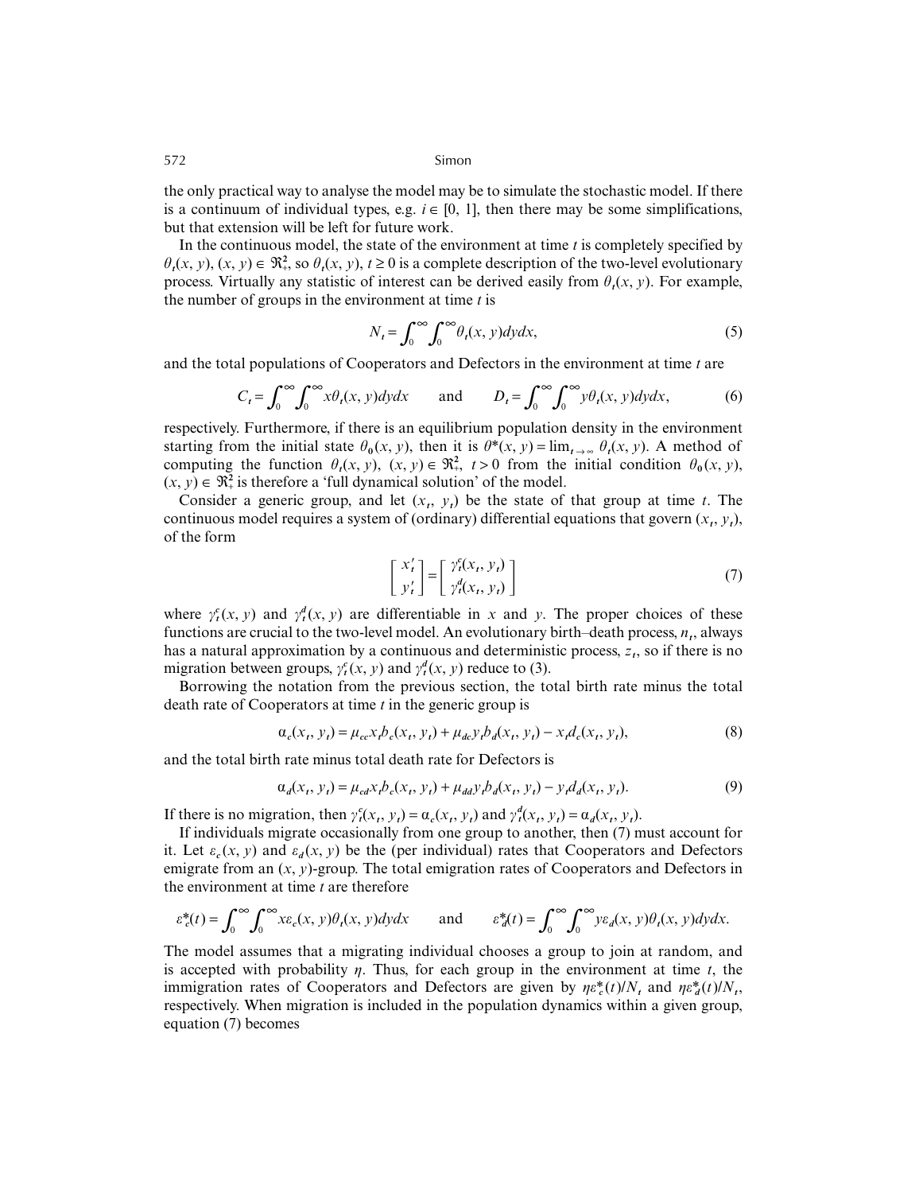the only practical way to analyse the model may be to simulate the stochastic model. If there is a continuum of individual types, e.g. $i \in [0, 1]$, then there may be some simplifications, but that extension will be left for future work.

In the continuous model, the state of the environment at time $t$ is completely specified by $\theta_t(x, y)$, $(x, y) \in \Re_+^2$, so $\theta_t(x, y)$, $t \geq 0$ is a complete description of the two-level evolutionary process. Virtually any statistic of interest can be derived easily from $\theta_t(x, y)$. For example, the number of groups in the environment at time $t$ is

$$N_t = \int_0^\infty \int_0^\infty \theta_t(x, y)dydx, \tag{5}$$

and the total populations of Cooperators and Defectors in the environment at time $t$ are

$$C_t = \int_0^\infty \int_0^\infty x\theta_t(x, y)dydx \qquad \text{and} \qquad D_t = \int_0^\infty \int_0^\infty y\theta_t(x, y)dydx, \tag{6}$$

respectively. Furthermore, if there is an equilibrium population density in the environment starting from the initial state $\theta_0(x, y)$, then it is $\theta^*(x, y) = \lim_{t\to\infty} \theta_t(x, y)$. A method of computing the function $\theta_t(x, y)$, $(x, y) \in \Re_+^2$, $t > 0$ from the initial condition $\theta_0(x, y)$, $(x, y) \in \Re_+^2$ is therefore a 'full dynamical solution' of the model.

Consider a generic group, and let $(x_t, y_t)$ be the state of that group at time $t$. The continuous model requires a system of (ordinary) differential equations that govern $(x_t, y_t)$, of the form

$$\begin{bmatrix} x_t' \\ y_t' \end{bmatrix} = \begin{bmatrix} \gamma_t^c(x_t, y_t) \\ \gamma_t^d(x_t, y_t) \end{bmatrix} \tag{7}$$

where $\gamma_t^c(x, y)$ and $\gamma_t^d(x, y)$ are differentiable in $x$ and $y$. The proper choices of these functions are crucial to the two-level model. An evolutionary birth–death process, $n_t$, always has a natural approximation by a continuous and deterministic process, $z_t$, so if there is no migration between groups, $\gamma_t^c(x, y)$ and $\gamma_t^d(x, y)$ reduce to (3).

Borrowing the notation from the previous section, the total birth rate minus the total death rate of Cooperators at time $t$ in the generic group is

$$\alpha_c(x_t, y_t) = \mu_{cc}x_t b_c(x_t, y_t) + \mu_{dc}y_t b_d(x_t, y_t) - x_t d_c(x_t, y_t), \tag{8}$$

and the total birth rate minus total death rate for Defectors is

$$\alpha_d(x_t, y_t) = \mu_{cd}x_t b_c(x_t, y_t) + \mu_{dd}y_t b_d(x_t, y_t) - y_t d_d(x_t, y_t). \tag{9}$$

If there is no migration, then $\gamma_t^c(x_t, y_t) = \alpha_c(x_t, y_t)$ and $\gamma_t^d(x_t, y_t) = \alpha_d(x_t, y_t)$.

If individuals migrate occasionally from one group to another, then (7) must account for it. Let $\varepsilon_c(x, y)$ and $\varepsilon_d(x, y)$ be the (per individual) rates that Cooperators and Defectors emigrate from an $(x, y)$-group. The total emigration rates of Cooperators and Defectors in the environment at time $t$ are therefore

$$\varepsilon_c^*(t) = \int_0^\infty \int_0^\infty x\varepsilon_c(x, y)\theta_t(x, y)dydx \qquad \text{and} \qquad \varepsilon_d^*(t) = \int_0^\infty \int_0^\infty y\varepsilon_d(x, y)\theta_t(x, y)dydx.$$

The model assumes that a migrating individual chooses a group to join at random, and is accepted with probability $\eta$. Thus, for each group in the environment at time $t$, the immigration rates of Cooperators and Defectors are given by $\eta\varepsilon_c^*(t)/N_t$ and $\eta\varepsilon_d^*(t)/N_t$, respectively. When migration is included in the population dynamics within a given group, equation (7) becomes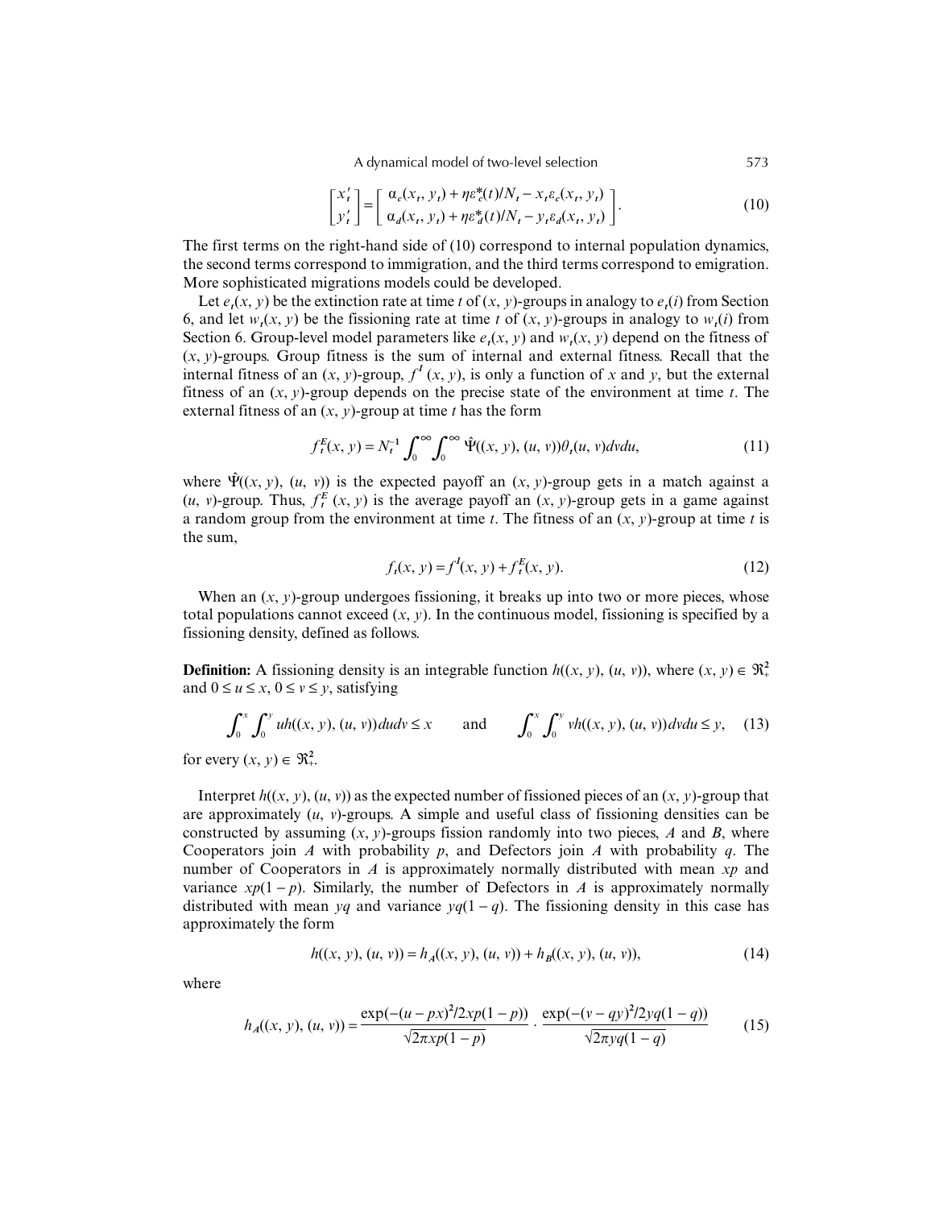$$\begin{bmatrix} x_t' \\ y_t' \end{bmatrix} = \begin{bmatrix} \alpha_c(x_t, y_t) + \eta\varepsilon_c^*(t)/N_t - x_t\varepsilon_c(x_t, y_t) \\ \alpha_d(x_t, y_t) + \eta\varepsilon_d^*(t)/N_t - y_t\varepsilon_d(x_t, y_t) \end{bmatrix}. \tag{10}$$

The first terms on the right-hand side of (10) correspond to internal population dynamics, the second terms correspond to immigration, and the third terms correspond to emigration. More sophisticated migrations models could be developed.

Let $e_t(x, y)$ be the extinction rate at time $t$ of $(x, y)$-groups in analogy to $e_t(i)$ from Section 6, and let $w_t(x, y)$ be the fissioning rate at time $t$ of $(x, y)$-groups in analogy to $w_t(i)$ from Section 6. Group-level model parameters like $e_t(x, y)$ and $w_t(x, y)$ depend on the fitness of $(x, y)$-groups. Group fitness is the sum of internal and external fitness. Recall that the internal fitness of an $(x, y)$-group, $f^I(x, y)$, is only a function of $x$ and $y$, but the external fitness of an $(x, y)$-group depends on the precise state of the environment at time $t$. The external fitness of an $(x, y)$-group at time $t$ has the form

$$f_t^E(x, y) = N_t^{-1} \int_0^\infty \int_0^\infty \hat{\Psi}((x, y), (u, v))\theta_t(u, v)dvdu, \tag{11}$$

where $\hat{\Psi}((x, y), (u, v))$ is the expected payoff an $(x, y)$-group gets in a match against a $(u, v)$-group. Thus, $f_t^E(x, y)$ is the average payoff an $(x, y)$-group gets in a game against a random group from the environment at time $t$. The fitness of an $(x, y)$-group at time $t$ is the sum,

$$f_t(x, y) = f^I(x, y) + f_t^E(x, y). \tag{12}$$

When an $(x, y)$-group undergoes fissioning, it breaks up into two or more pieces, whose total populations cannot exceed $(x, y)$. In the continuous model, fissioning is specified by a fissioning density, defined as follows.

**Definition:** A fissioning density is an integrable function $h((x, y), (u, v))$, where $(x, y) \in \Re_+^2$ and $0 \le u \le x$, $0 \le v \le y$, satisfying

$$\int_0^x \int_0^y uh((x, y), (u, v))dudv \le x \qquad \text{and} \qquad \int_0^x \int_0^y vh((x, y), (u, v))dvdu \le y, \tag{13}$$

for every $(x, y) \in \Re_+^2$.

Interpret $h((x, y), (u, v))$ as the expected number of fissioned pieces of an $(x, y)$-group that are approximately $(u, v)$-groups. A simple and useful class of fissioning densities can be constructed by assuming $(x, y)$-groups fission randomly into two pieces, $A$ and $B$, where Cooperators join $A$ with probability $p$, and Defectors join $A$ with probability $q$. The number of Cooperators in $A$ is approximately normally distributed with mean $xp$ and variance $xp(1 - p)$. Similarly, the number of Defectors in $A$ is approximately normally distributed with mean $yq$ and variance $yq(1 - q)$. The fissioning density in this case has approximately the form

$$h((x, y), (u, v)) = h_A((x, y), (u, v)) + h_B((x, y), (u, v)), \tag{14}$$

where

$$h_A((x, y), (u, v)) = \frac{\exp(-(u - px)^2/2xp(1 - p))}{\sqrt{2\pi xp(1 - p)}} \cdot \frac{\exp(-(v - qy)^2/2yq(1 - q))}{\sqrt{2\pi yq(1 - q)}} \tag{15}$$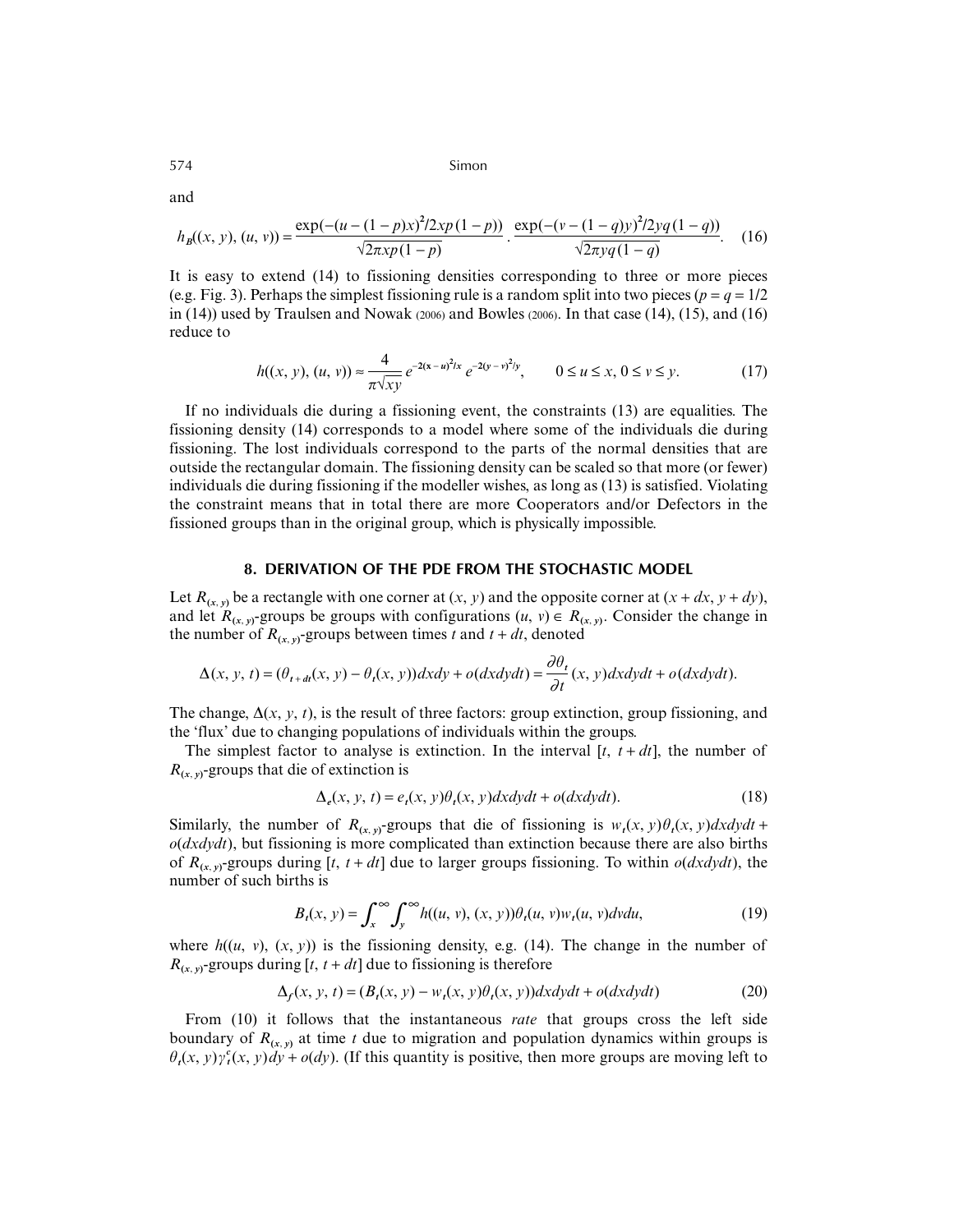and

$$h_B((x, y), (u, v)) = \frac{\exp(-(u-(1-p)x)^2/2xp(1-p))}{\sqrt{2\pi xp(1-p)}} \cdot \frac{\exp(-(v-(1-q)y)^2/2yq(1-q))}{\sqrt{2\pi yq(1-q)}}. \quad (16)$$

It is easy to extend (14) to fissioning densities corresponding to three or more pieces (e.g. Fig. 3). Perhaps the simplest fissioning rule is a random split into two pieces ($p = q = 1/2$ in (14)) used by Traulsen and Nowak (2006) and Bowles (2006). In that case (14), (15), and (16) reduce to

$$h((x, y), (u, v)) \approx \frac{4}{\pi\sqrt{xy}} e^{-2(x-u)^2/x} e^{-2(y-v)^2/y}, \qquad 0 \le u \le x,\ 0 \le v \le y. \quad (17)$$

If no individuals die during a fissioning event, the constraints (13) are equalities. The fissioning density (14) corresponds to a model where some of the individuals die during fissioning. The lost individuals correspond to the parts of the normal densities that are outside the rectangular domain. The fissioning density can be scaled so that more (or fewer) individuals die during fissioning if the modeller wishes, as long as (13) is satisfied. Violating the constraint means that in total there are more Cooperators and/or Defectors in the fissioned groups than in the original group, which is physically impossible.

## 8. DERIVATION OF THE PDE FROM THE STOCHASTIC MODEL

Let $R_{(x,y)}$ be a rectangle with one corner at $(x, y)$ and the opposite corner at $(x + dx, y + dy)$, and let $R_{(x,y)}$-groups be groups with configurations $(u, v) \in R_{(x,y)}$. Consider the change in the number of $R_{(x,y)}$-groups between times $t$ and $t + dt$, denoted

$$\Delta(x, y, t) = (\theta_{t+dt}(x, y) - \theta_t(x, y))dxdy + o(dxdydt) = \frac{\partial \theta_t}{\partial t}(x, y)dxdydt + o(dxdydt).$$

The change, $\Delta(x, y, t)$, is the result of three factors: group extinction, group fissioning, and the 'flux' due to changing populations of individuals within the groups.

The simplest factor to analyse is extinction. In the interval $[t, t + dt]$, the number of $R_{(x,y)}$-groups that die of extinction is

$$\Delta_e(x, y, t) = e_t(x, y)\theta_t(x, y)dxdydt + o(dxdydt). \quad (18)$$

Similarly, the number of $R_{(x,y)}$-groups that die of fissioning is $w_t(x, y)\theta_t(x, y)dxdydt + o(dxdydt)$, but fissioning is more complicated than extinction because there are also births of $R_{(x,y)}$-groups during $[t, t + dt]$ due to larger groups fissioning. To within $o(dxdydt)$, the number of such births is

$$B_t(x, y) = \int_x^\infty \int_y^\infty h((u, v), (x, y))\theta_t(u, v)w_t(u, v)dvdu, \quad (19)$$

where $h((u, v), (x, y))$ is the fissioning density, e.g. (14). The change in the number of $R_{(x,y)}$-groups during $[t, t + dt]$ due to fissioning is therefore

$$\Delta_f(x, y, t) = (B_t(x, y) - w_t(x, y)\theta_t(x, y))dxdydt + o(dxdydt) \quad (20)$$

From (10) it follows that the instantaneous *rate* that groups cross the left side boundary of $R_{(x,y)}$ at time $t$ due to migration and population dynamics within groups is $\theta_t(x, y)\gamma_t^c(x, y)dy + o(dy)$. (If this quantity is positive, then more groups are moving left to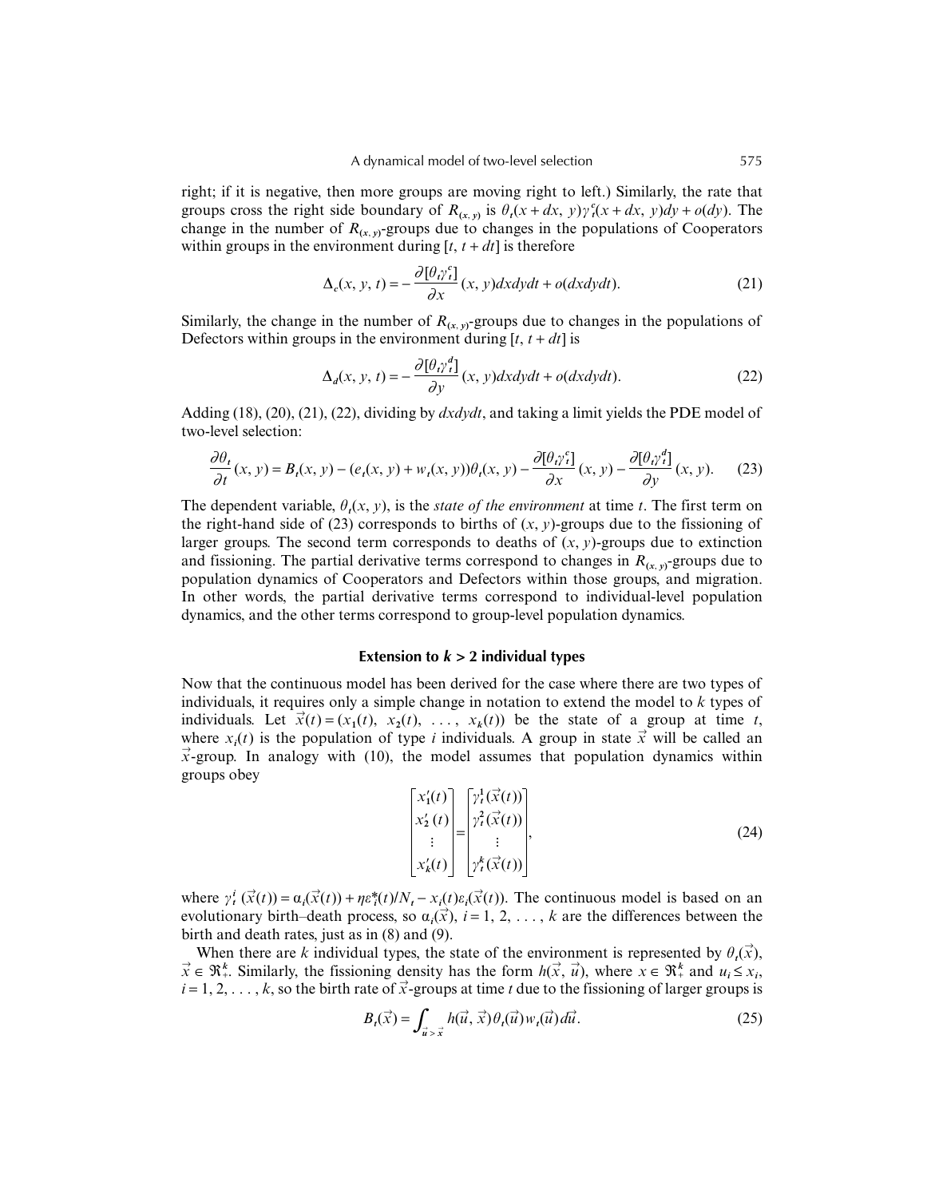right; if it is negative, then more groups are moving right to left.) Similarly, the rate that groups cross the right side boundary of $R_{(x,y)}$ is $\theta_t(x + dx, y)\gamma_t^c(x + dx, y)dy + o(dy)$. The change in the number of $R_{(x,y)}$-groups due to changes in the populations of Cooperators within groups in the environment during $[t, t + dt]$ is therefore

$$\Delta_c(x, y, t) = -\frac{\partial[\theta_t\gamma_t^c]}{\partial x}(x, y)dxdydt + o(dxdydt). \tag{21}$$

Similarly, the change in the number of $R_{(x,y)}$-groups due to changes in the populations of Defectors within groups in the environment during $[t, t + dt]$ is

$$\Delta_d(x, y, t) = -\frac{\partial[\theta_t\gamma_t^d]}{\partial y}(x, y)dxdydt + o(dxdydt). \tag{22}$$

Adding (18), (20), (21), (22), dividing by $dxdydt$, and taking a limit yields the PDE model of two-level selection:

$$\frac{\partial\theta_t}{\partial t}(x, y) = B_t(x, y) - (e_t(x, y) + w_t(x, y))\theta_t(x, y) - \frac{\partial[\theta_t\gamma_t^c]}{\partial x}(x, y) - \frac{\partial[\theta_t\gamma_t^d]}{\partial y}(x, y). \tag{23}$$

The dependent variable, $\theta_t(x, y)$, is the *state of the environment* at time $t$. The first term on the right-hand side of (23) corresponds to births of $(x, y)$-groups due to the fissioning of larger groups. The second term corresponds to deaths of $(x, y)$-groups due to extinction and fissioning. The partial derivative terms correspond to changes in $R_{(x,y)}$-groups due to population dynamics of Cooperators and Defectors within those groups, and migration. In other words, the partial derivative terms correspond to individual-level population dynamics, and the other terms correspond to group-level population dynamics.

## Extension to $k > 2$ individual types

Now that the continuous model has been derived for the case where there are two types of individuals, it requires only a simple change in notation to extend the model to $k$ types of individuals. Let $\vec{x}(t) = (x_1(t), x_2(t), \ldots, x_k(t))$ be the state of a group at time $t$, where $x_i(t)$ is the population of type $i$ individuals. A group in state $\vec{x}$ will be called an $\vec{x}$-group. In analogy with (10), the model assumes that population dynamics within groups obey

$$\begin{bmatrix} x_1'(t) \\ x_2'(t) \\ \vdots \\ x_k'(t) \end{bmatrix} = \begin{bmatrix} \gamma_t^1(\vec{x}(t)) \\ \gamma_t^2(\vec{x}(t)) \\ \vdots \\ \gamma_t^k(\vec{x}(t)) \end{bmatrix}, \tag{24}$$

where $\gamma_t^i(\vec{x}(t)) = \alpha_i(\vec{x}(t)) + \eta\varepsilon_i^*(t)/N_t - x_i(t)\varepsilon_i(\vec{x}(t))$. The continuous model is based on an evolutionary birth–death process, so $\alpha_i(\vec{x})$, $i = 1, 2, \ldots, k$ are the differences between the birth and death rates, just as in (8) and (9).

When there are $k$ individual types, the state of the environment is represented by $\theta_t(\vec{x})$, $\vec{x} \in \Re_+^k$. Similarly, the fissioning density has the form $h(\vec{x}, \vec{u})$, where $x \in \Re_+^k$ and $u_i \le x_i$, $i = 1, 2, \ldots, k$, so the birth rate of $\vec{x}$-groups at time $t$ due to the fissioning of larger groups is

$$B_t(\vec{x}) = \int_{\vec{u} > \vec{x}} h(\vec{u}, \vec{x})\theta_t(\vec{u})w_t(\vec{u})d\vec{u}. \tag{25}$$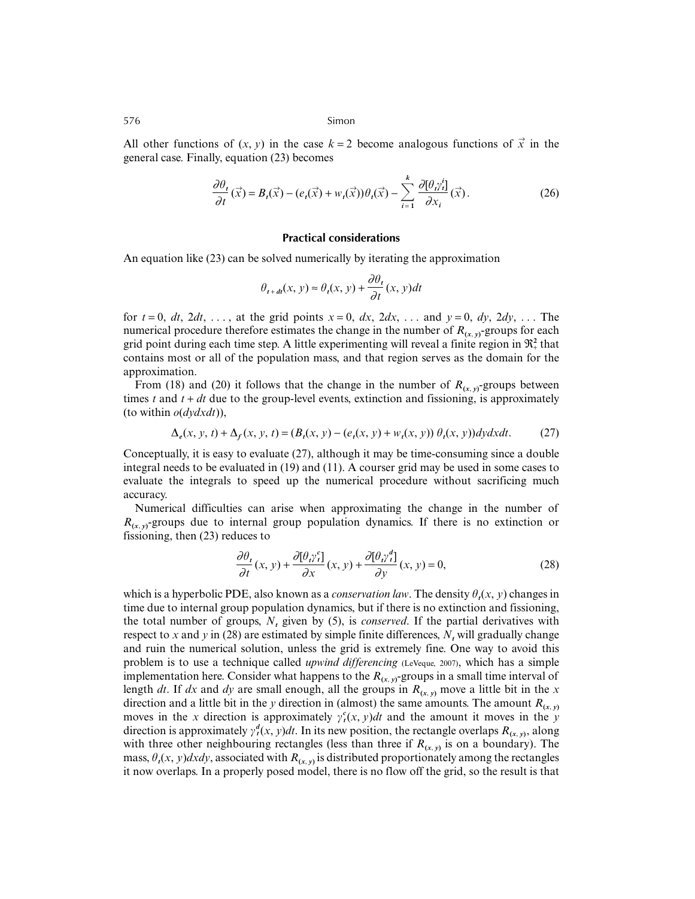All other functions of $(x, y)$ in the case $k = 2$ become analogous functions of $\vec{x}$ in the general case. Finally, equation (23) becomes

$$\frac{\partial \theta_t}{\partial t}(\vec{x}) = B_t(\vec{x}) - (e_t(\vec{x}) + w_t(\vec{x}))\theta_t(\vec{x}) - \sum_{i=1}^{k} \frac{\partial[\theta_t \gamma_t^i]}{\partial x_i}(\vec{x}). \tag{26}$$

## Practical considerations

An equation like (23) can be solved numerically by iterating the approximation

$$\theta_{t+dt}(x, y) \approx \theta_t(x, y) + \frac{\partial \theta_t}{\partial t}(x, y)dt$$

for $t = 0$, $dt$, $2dt$, ..., at the grid points $x = 0$, $dx$, $2dx$, ... and $y = 0$, $dy$, $2dy$, ... The numerical procedure therefore estimates the change in the number of $R_{(x, y)}$-groups for each grid point during each time step. A little experimenting will reveal a finite region in $\Re_+^2$ that contains most or all of the population mass, and that region serves as the domain for the approximation.

From (18) and (20) it follows that the change in the number of $R_{(x, y)}$-groups between times $t$ and $t + dt$ due to the group-level events, extinction and fissioning, is approximately (to within $o(dydxdt)$),

$$\Delta_e(x, y, t) + \Delta_f(x, y, t) = (B_t(x, y) - (e_t(x, y) + w_t(x, y))\,\theta_t(x, y))dydxdt. \tag{27}$$

Conceptually, it is easy to evaluate (27), although it may be time-consuming since a double integral needs to be evaluated in (19) and (11). A courser grid may be used in some cases to evaluate the integrals to speed up the numerical procedure without sacrificing much accuracy.

Numerical difficulties can arise when approximating the change in the number of $R_{(x, y)}$-groups due to internal group population dynamics. If there is no extinction or fissioning, then (23) reduces to

$$\frac{\partial \theta_t}{\partial t}(x, y) + \frac{\partial[\theta_t \gamma_t^c]}{\partial x}(x, y) + \frac{\partial[\theta_t \gamma_t^d]}{\partial y}(x, y) = 0, \tag{28}$$

which is a hyperbolic PDE, also known as a *conservation law*. The density $\theta_t(x, y)$ changes in time due to internal group population dynamics, but if there is no extinction and fissioning, the total number of groups, $N_t$ given by (5), is *conserved*. If the partial derivatives with respect to $x$ and $y$ in (28) are estimated by simple finite differences, $N_t$ will gradually change and ruin the numerical solution, unless the grid is extremely fine. One way to avoid this problem is to use a technique called *upwind differencing* (LeVeque, 2007), which has a simple implementation here. Consider what happens to the $R_{(x, y)}$-groups in a small time interval of length $dt$. If $dx$ and $dy$ are small enough, all the groups in $R_{(x, y)}$ move a little bit in the $x$ direction and a little bit in the $y$ direction in (almost) the same amounts. The amount $R_{(x, y)}$ moves in the $x$ direction is approximately $\gamma_t^c(x, y)dt$ and the amount it moves in the $y$ direction is approximately $\gamma_t^d(x, y)dt$. In its new position, the rectangle overlaps $R_{(x, y)}$, along with three other neighbouring rectangles (less than three if $R_{(x, y)}$ is on a boundary). The mass, $\theta_t(x, y)dxdy$, associated with $R_{(x, y)}$ is distributed proportionately among the rectangles it now overlaps. In a properly posed model, there is no flow off the grid, so the result is that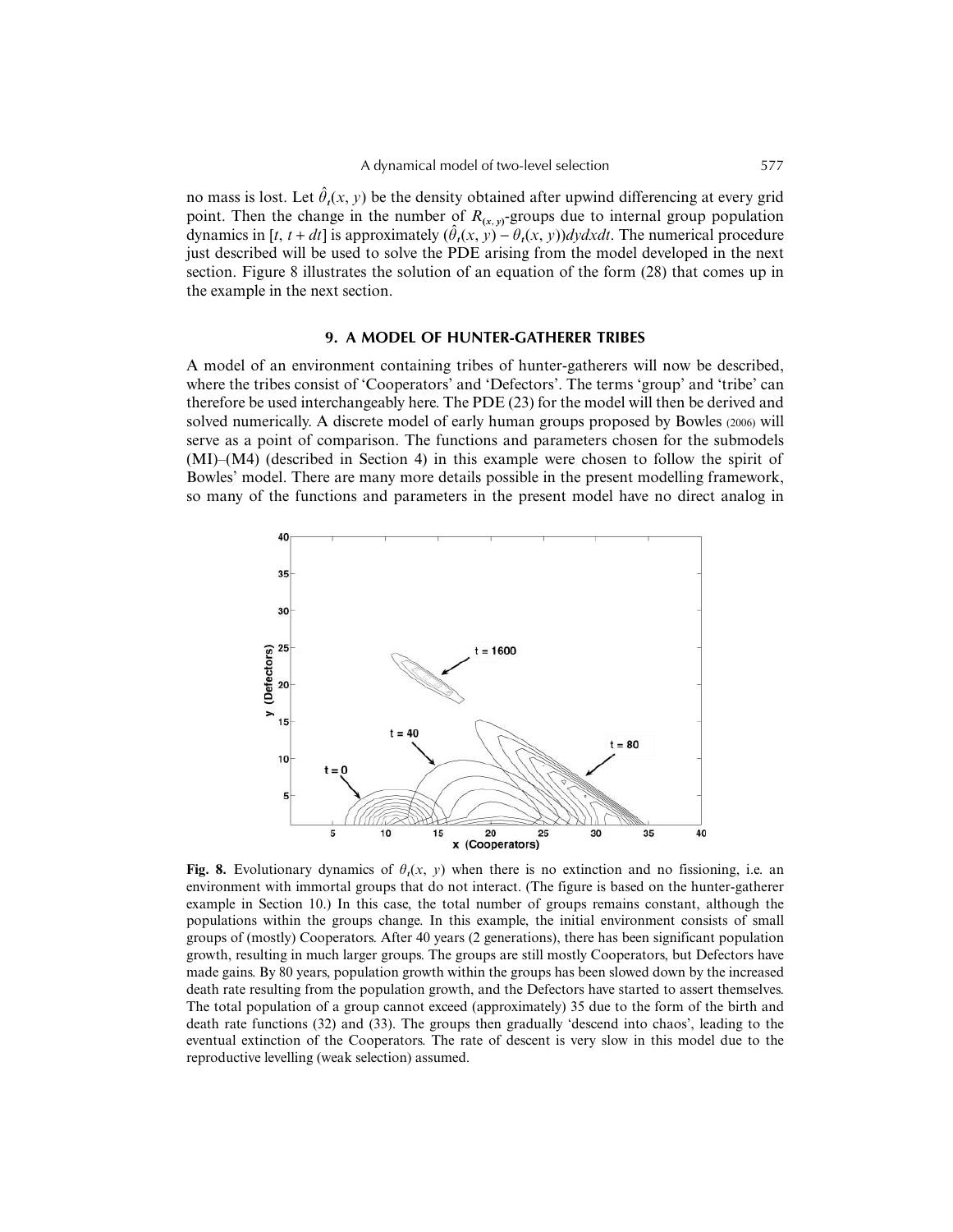no mass is lost. Let $\hat{\theta}_t(x, y)$ be the density obtained after upwind differencing at every grid point. Then the change in the number of $R_{(x,y)}$-groups due to internal group population dynamics in $[t, t + dt]$ is approximately $(\hat{\theta}_t(x, y) - \theta_t(x, y))dydxdt$. The numerical procedure just described will be used to solve the PDE arising from the model developed in the next section. Figure 8 illustrates the solution of an equation of the form (28) that comes up in the example in the next section.

## 9. A MODEL OF HUNTER-GATHERER TRIBES

A model of an environment containing tribes of hunter-gatherers will now be described, where the tribes consist of 'Cooperators' and 'Defectors'. The terms 'group' and 'tribe' can therefore be used interchangeably here. The PDE (23) for the model will then be derived and solved numerically. A discrete model of early human groups proposed by Bowles (2006) will serve as a point of comparison. The functions and parameters chosen for the submodels (MI)–(M4) (described in Section 4) in this example were chosen to follow the spirit of Bowles' model. There are many more details possible in the present modelling framework, so many of the functions and parameters in the present model have no direct analog in

**Fig. 8.** Evolutionary dynamics of $\theta_t(x, y)$ when there is no extinction and no fissioning, i.e. an environment with immortal groups that do not interact. (The figure is based on the hunter-gatherer example in Section 10.) In this case, the total number of groups remains constant, although the populations within the groups change. In this example, the initial environment consists of small groups of (mostly) Cooperators. After 40 years (2 generations), there has been significant population growth, resulting in much larger groups. The groups are still mostly Cooperators, but Defectors have made gains. By 80 years, population growth within the groups has been slowed down by the increased death rate resulting from the population growth, and the Defectors have started to assert themselves. The total population of a group cannot exceed (approximately) 35 due to the form of the birth and death rate functions (32) and (33). The groups then gradually 'descend into chaos', leading to the eventual extinction of the Cooperators. The rate of descent is very slow in this model due to the reproductive levelling (weak selection) assumed.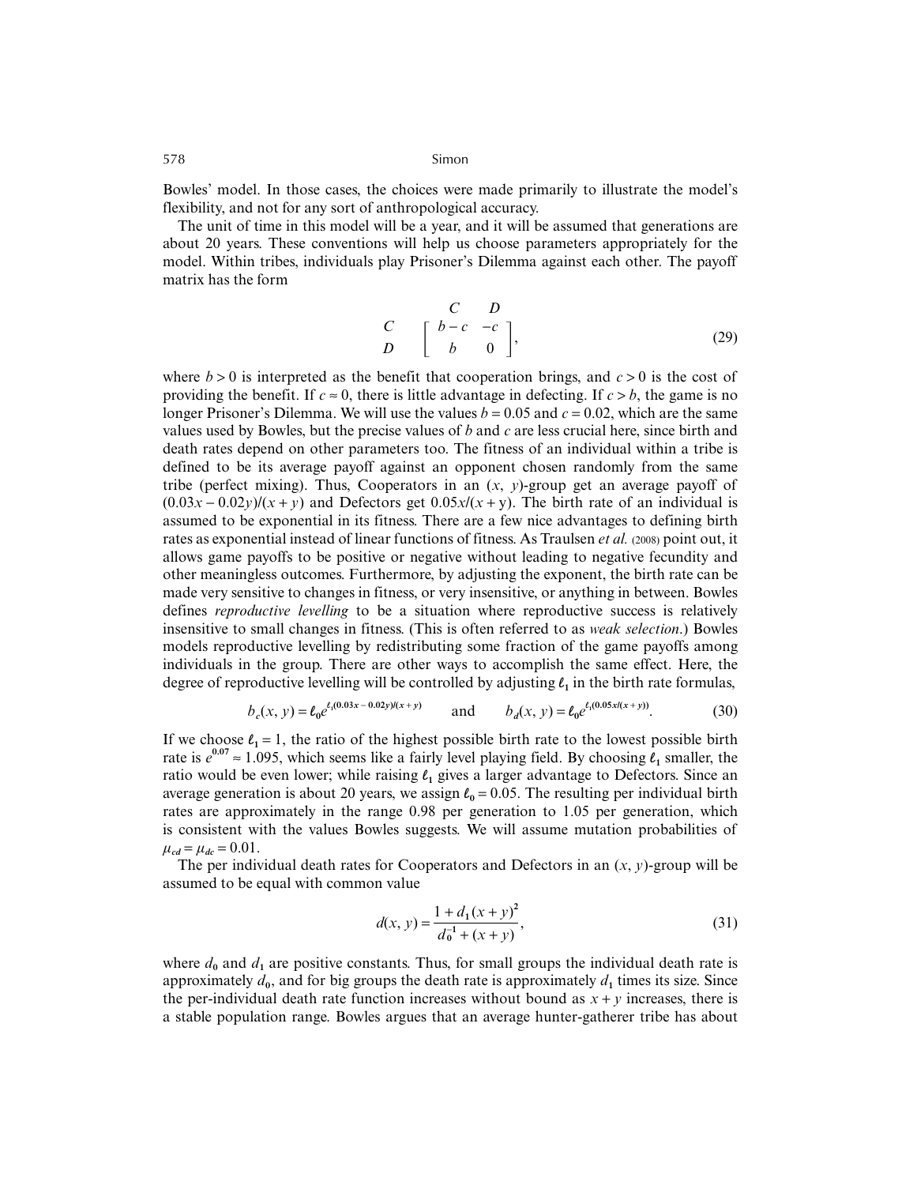Bowles' model. In those cases, the choices were made primarily to illustrate the model's flexibility, and not for any sort of anthropological accuracy.

The unit of time in this model will be a year, and it will be assumed that generations are about 20 years. These conventions will help us choose parameters appropriately for the model. Within tribes, individuals play Prisoner's Dilemma against each other. The payoff matrix has the form

$$
\begin{array}{cc} & \begin{array}{cc} C & D \end{array} \\ \begin{array}{c} C \\ D \end{array} & \left[ \begin{array}{cc} b-c & -c \\ b & 0 \end{array} \right], \end{array} \tag{29}
$$

where $b > 0$ is interpreted as the benefit that cooperation brings, and $c > 0$ is the cost of providing the benefit. If $c \approx 0$, there is little advantage in defecting. If $c > b$, the game is no longer Prisoner's Dilemma. We will use the values $b = 0.05$ and $c = 0.02$, which are the same values used by Bowles, but the precise values of $b$ and $c$ are less crucial here, since birth and death rates depend on other parameters too. The fitness of an individual within a tribe is defined to be its average payoff against an opponent chosen randomly from the same tribe (perfect mixing). Thus, Cooperators in an $(x, y)$-group get an average payoff of $(0.03x - 0.02y)/(x + y)$ and Defectors get $0.05x/(x + y)$. The birth rate of an individual is assumed to be exponential in its fitness. There are a few nice advantages to defining birth rates as exponential instead of linear functions of fitness. As Traulsen *et al.* (2008) point out, it allows game payoffs to be positive or negative without leading to negative fecundity and other meaningless outcomes. Furthermore, by adjusting the exponent, the birth rate can be made very sensitive to changes in fitness, or very insensitive, or anything in between. Bowles defines *reproductive levelling* to be a situation where reproductive success is relatively insensitive to small changes in fitness. (This is often referred to as *weak selection*.) Bowles models reproductive levelling by redistributing some fraction of the game payoffs among individuals in the group. There are other ways to accomplish the same effect. Here, the degree of reproductive levelling will be controlled by adjusting $\ell_1$ in the birth rate formulas,

$$
b_c(x, y) = \ell_0 e^{\ell_1 (0.03x - 0.02y)/(x+y)} \qquad \text{and} \qquad b_d(x, y) = \ell_0 e^{\ell_1 (0.05x/(x+y))}. \tag{30}
$$

If we choose $\ell_1 = 1$, the ratio of the highest possible birth rate to the lowest possible birth rate is $e^{0.07} \approx 1.095$, which seems like a fairly level playing field. By choosing $\ell_1$ smaller, the ratio would be even lower; while raising $\ell_1$ gives a larger advantage to Defectors. Since an average generation is about 20 years, we assign $\ell_0 = 0.05$. The resulting per individual birth rates are approximately in the range 0.98 per generation to 1.05 per generation, which is consistent with the values Bowles suggests. We will assume mutation probabilities of $\mu_{cd} = \mu_{dc} = 0.01$.

The per individual death rates for Cooperators and Defectors in an $(x, y)$-group will be assumed to be equal with common value

$$
d(x, y) = \frac{1 + d_1 (x + y)^2}{d_0^{-1} + (x + y)}, \tag{31}
$$

where $d_0$ and $d_1$ are positive constants. Thus, for small groups the individual death rate is approximately $d_0$, and for big groups the death rate is approximately $d_1$ times its size. Since the per-individual death rate function increases without bound as $x + y$ increases, there is a stable population range. Bowles argues that an average hunter-gatherer tribe has about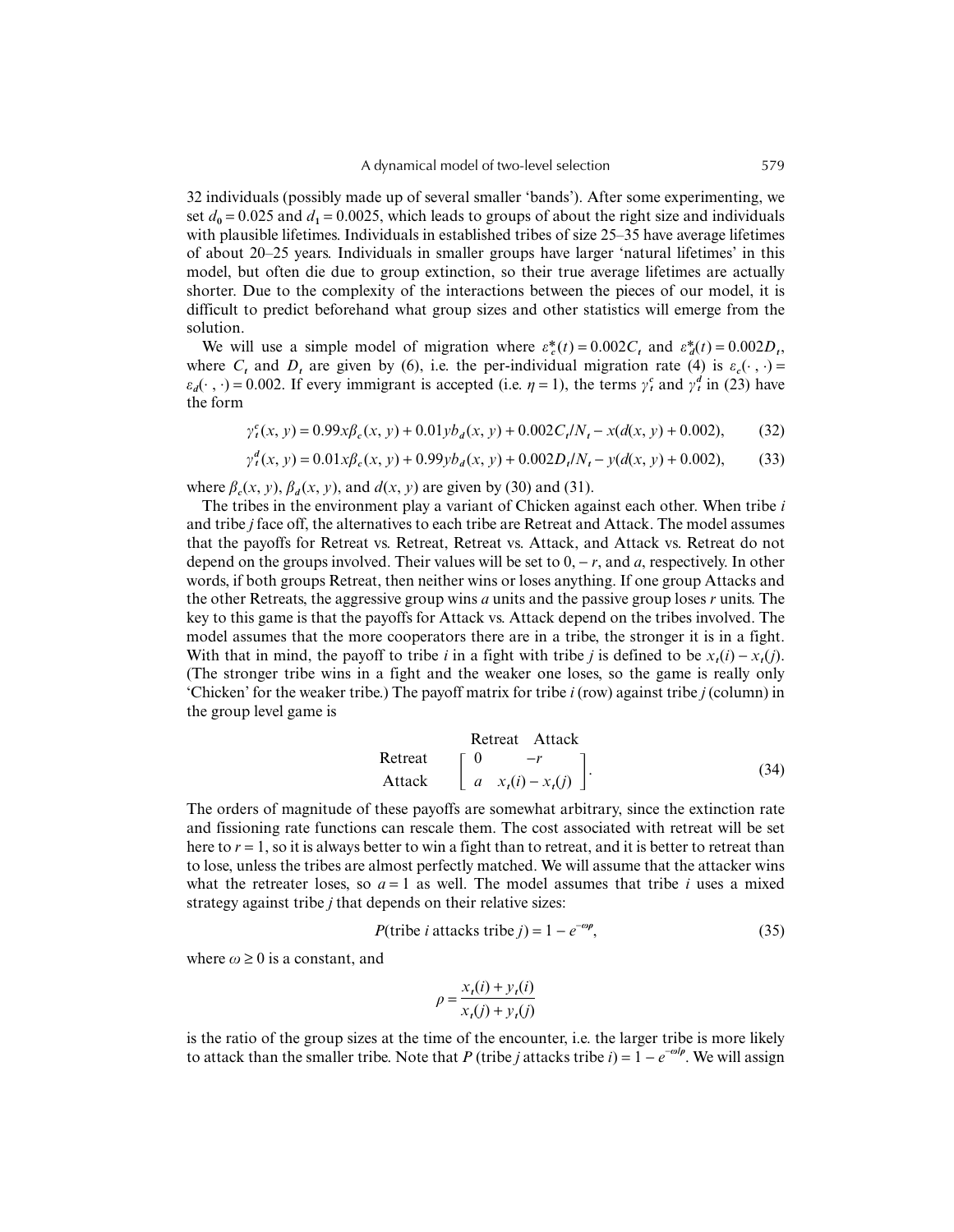32 individuals (possibly made up of several smaller 'bands'). After some experimenting, we set $d_0 = 0.025$ and $d_1 = 0.0025$, which leads to groups of about the right size and individuals with plausible lifetimes. Individuals in established tribes of size 25–35 have average lifetimes of about 20–25 years. Individuals in smaller groups have larger 'natural lifetimes' in this model, but often die due to group extinction, so their true average lifetimes are actually shorter. Due to the complexity of the interactions between the pieces of our model, it is difficult to predict beforehand what group sizes and other statistics will emerge from the solution.

We will use a simple model of migration where $\varepsilon_c^*(t) = 0.002C_t$ and $\varepsilon_d^*(t) = 0.002D_t$, where $C_t$ and $D_t$ are given by (6), i.e. the per-individual migration rate (4) is $\varepsilon_c(\cdot\,,\cdot) = \varepsilon_d(\cdot\,,\cdot) = 0.002$. If every immigrant is accepted (i.e. $\eta = 1$), the terms $\gamma_t^c$ and $\gamma_t^d$ in (23) have the form

$$\gamma_t^c(x, y) = 0.99x\beta_c(x, y) + 0.01yb_d(x, y) + 0.002C_t/N_t - x(d(x, y) + 0.002), \tag{32}$$

$$\gamma_t^d(x, y) = 0.01x\beta_c(x, y) + 0.99yb_d(x, y) + 0.002D_t/N_t - y(d(x, y) + 0.002), \tag{33}$$

where $\beta_c(x, y)$, $\beta_d(x, y)$, and $d(x, y)$ are given by (30) and (31).

The tribes in the environment play a variant of Chicken against each other. When tribe $i$ and tribe $j$ face off, the alternatives to each tribe are Retreat and Attack. The model assumes that the payoffs for Retreat vs. Retreat, Retreat vs. Attack, and Attack vs. Retreat do not depend on the groups involved. Their values will be set to 0, $-r$, and $a$, respectively. In other words, if both groups Retreat, then neither wins or loses anything. If one group Attacks and the other Retreats, the aggressive group wins $a$ units and the passive group loses $r$ units. The key to this game is that the payoffs for Attack vs. Attack depend on the tribes involved. The model assumes that the more cooperators there are in a tribe, the stronger it is in a fight. With that in mind, the payoff to tribe $i$ in a fight with tribe $j$ is defined to be $x_t(i) - x_t(j)$. (The stronger tribe wins in a fight and the weaker one loses, so the game is really only 'Chicken' for the weaker tribe.) The payoff matrix for tribe $i$ (row) against tribe $j$ (column) in the group level game is

$$\begin{array}{cc} & \begin{array}{cc} \text{Retreat} & \text{Attack} \end{array} \\ \begin{array}{c} \text{Retreat} \\ \text{Attack} \end{array} & \left[\begin{array}{cc} 0 & -r \\ a & x_t(i) - x_t(j) \end{array}\right]. \end{array} \tag{34}$$

The orders of magnitude of these payoffs are somewhat arbitrary, since the extinction rate and fissioning rate functions can rescale them. The cost associated with retreat will be set here to $r = 1$, so it is always better to win a fight than to retreat, and it is better to retreat than to lose, unless the tribes are almost perfectly matched. We will assume that the attacker wins what the retreater loses, so $a = 1$ as well. The model assumes that tribe $i$ uses a mixed strategy against tribe $j$ that depends on their relative sizes:

$$P(\text{tribe } i \text{ attacks tribe } j) = 1 - e^{-\omega\rho}, \tag{35}$$

where $\omega \geq 0$ is a constant, and

$$\rho = \frac{x_t(i) + y_t(i)}{x_t(j) + y_t(j)}$$

is the ratio of the group sizes at the time of the encounter, i.e. the larger tribe is more likely to attack than the smaller tribe. Note that $P$ (tribe $j$ attacks tribe $i$) $= 1 - e^{-\omega/\rho}$. We will assign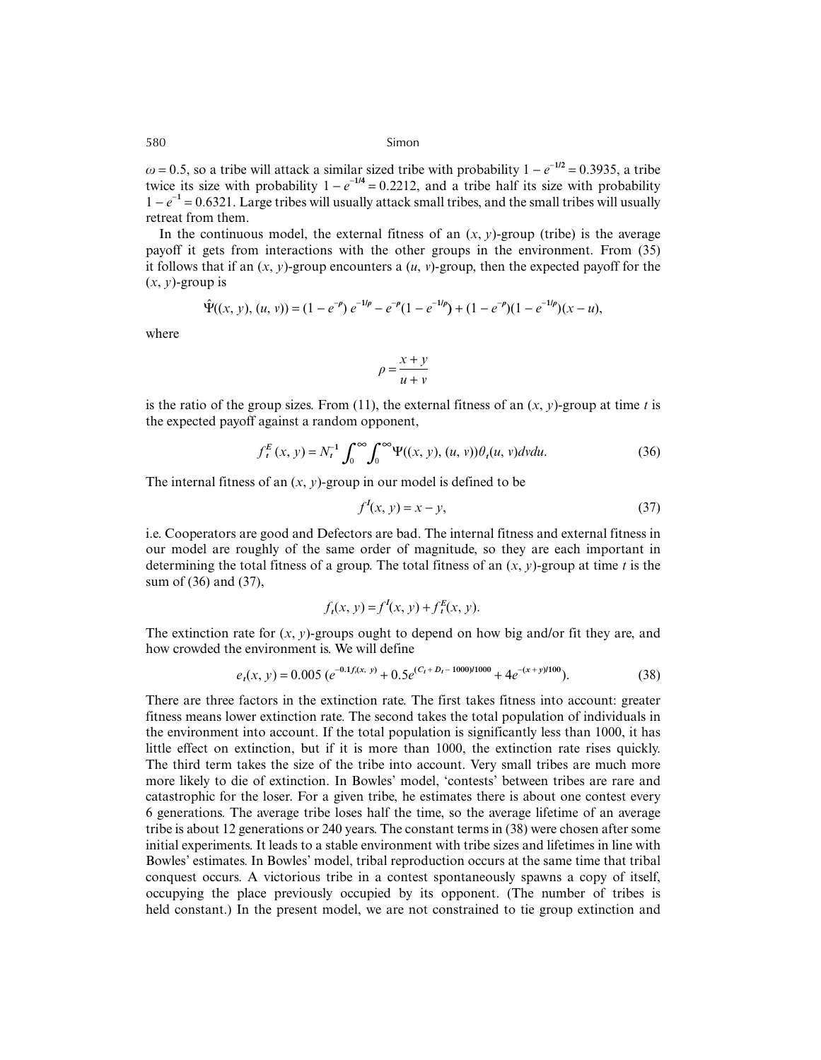$\omega = 0.5$, so a tribe will attack a similar sized tribe with probability $1 - e^{-1/2} = 0.3935$, a tribe twice its size with probability $1 - e^{-1/4} = 0.2212$, and a tribe half its size with probability $1 - e^{-1} = 0.6321$. Large tribes will usually attack small tribes, and the small tribes will usually retreat from them.

In the continuous model, the external fitness of an $(x, y)$-group (tribe) is the average payoff it gets from interactions with the other groups in the environment. From (35) it follows that if an $(x, y)$-group encounters a $(u, v)$-group, then the expected payoff for the $(x, y)$-group is

$$\hat{\Psi}((x, y), (u, v)) = (1 - e^{-\rho})\, e^{-1/\rho} - e^{-\rho}(1 - e^{-1/\rho}) + (1 - e^{-\rho})(1 - e^{-1/\rho})(x - u),$$

where

$$\rho = \frac{x + y}{u + v}$$

is the ratio of the group sizes. From (11), the external fitness of an $(x, y)$-group at time $t$ is the expected payoff against a random opponent,

$$f_t^E(x, y) = N_t^{-1} \int_0^\infty \int_0^\infty \Psi((x, y), (u, v))\theta_t(u, v)dvdu. \tag{36}$$

The internal fitness of an $(x, y)$-group in our model is defined to be

$$f^I(x, y) = x - y, \tag{37}$$

i.e. Cooperators are good and Defectors are bad. The internal fitness and external fitness in our model are roughly of the same order of magnitude, so they are each important in determining the total fitness of a group. The total fitness of an $(x, y)$-group at time $t$ is the sum of (36) and (37),

$$f_t(x, y) = f^I(x, y) + f_t^E(x, y).$$

The extinction rate for $(x, y)$-groups ought to depend on how big and/or fit they are, and how crowded the environment is. We will define

$$e_t(x, y) = 0.005\,(e^{-0.1f_t(x,\,y)} + 0.5e^{(C_t + D_t - 1000)/1000} + 4e^{-(x+y)/100}). \tag{38}$$

There are three factors in the extinction rate. The first takes fitness into account: greater fitness means lower extinction rate. The second takes the total population of individuals in the environment into account. If the total population is significantly less than 1000, it has little effect on extinction, but if it is more than 1000, the extinction rate rises quickly. The third term takes the size of the tribe into account. Very small tribes are much more more likely to die of extinction. In Bowles' model, 'contests' between tribes are rare and catastrophic for the loser. For a given tribe, he estimates there is about one contest every 6 generations. The average tribe loses half the time, so the average lifetime of an average tribe is about 12 generations or 240 years. The constant terms in (38) were chosen after some initial experiments. It leads to a stable environment with tribe sizes and lifetimes in line with Bowles' estimates. In Bowles' model, tribal reproduction occurs at the same time that tribal conquest occurs. A victorious tribe in a contest spontaneously spawns a copy of itself, occupying the place previously occupied by its opponent. (The number of tribes is held constant.) In the present model, we are not constrained to tie group extinction and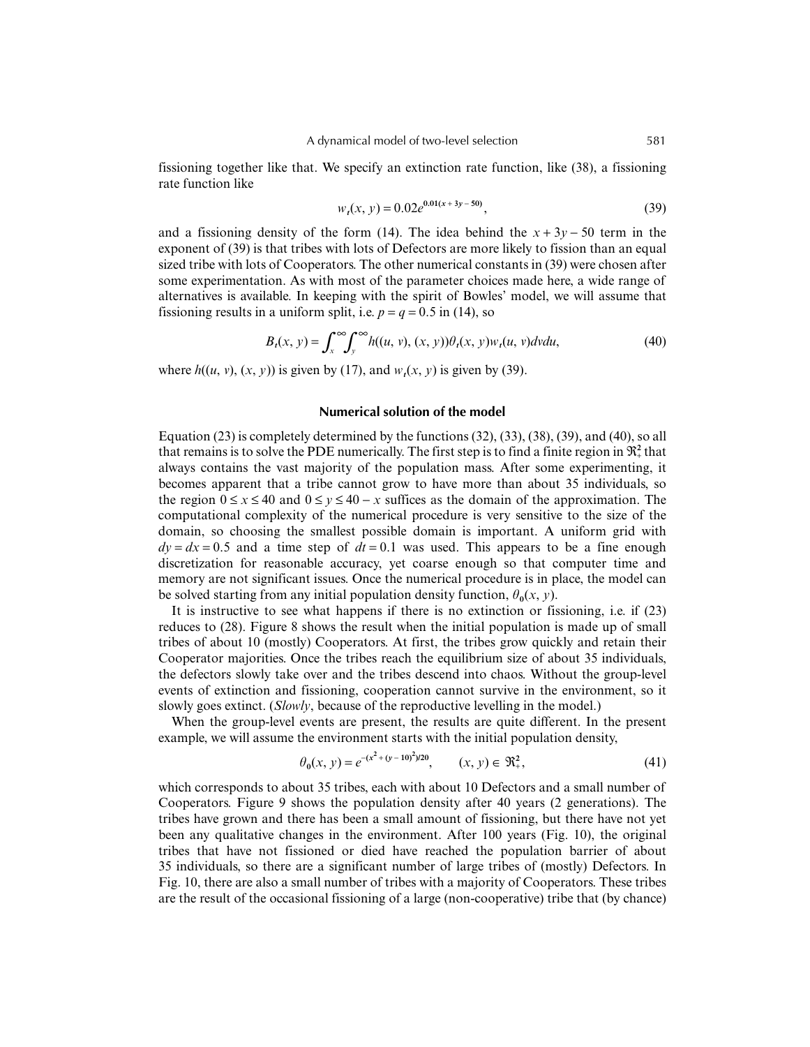fissioning together like that. We specify an extinction rate function, like (38), a fissioning rate function like

$$w_t(x, y) = 0.02e^{0.01(x + 3y - 50)}, \tag{39}$$

and a fissioning density of the form (14). The idea behind the $x + 3y - 50$ term in the exponent of (39) is that tribes with lots of Defectors are more likely to fission than an equal sized tribe with lots of Cooperators. The other numerical constants in (39) were chosen after some experimentation. As with most of the parameter choices made here, a wide range of alternatives is available. In keeping with the spirit of Bowles' model, we will assume that fissioning results in a uniform split, i.e. $p = q = 0.5$ in (14), so

$$B_t(x, y) = \int_x^{\infty}\int_y^{\infty} h((u, v), (x, y))\theta_t(x, y)w_t(u, v)dvdu, \tag{40}$$

where $h((u, v), (x, y))$ is given by (17), and $w_t(x, y)$ is given by (39).

## Numerical solution of the model

Equation (23) is completely determined by the functions (32), (33), (38), (39), and (40), so all that remains is to solve the PDE numerically. The first step is to find a finite region in $\Re^2_+$ that always contains the vast majority of the population mass. After some experimenting, it becomes apparent that a tribe cannot grow to have more than about 35 individuals, so the region $0 \leq x \leq 40$ and $0 \leq y \leq 40 - x$ suffices as the domain of the approximation. The computational complexity of the numerical procedure is very sensitive to the size of the domain, so choosing the smallest possible domain is important. A uniform grid with $dy = dx = 0.5$ and a time step of $dt = 0.1$ was used. This appears to be a fine enough discretization for reasonable accuracy, yet coarse enough so that computer time and memory are not significant issues. Once the numerical procedure is in place, the model can be solved starting from any initial population density function, $\theta_0(x, y)$.

It is instructive to see what happens if there is no extinction or fissioning, i.e. if (23) reduces to (28). Figure 8 shows the result when the initial population is made up of small tribes of about 10 (mostly) Cooperators. At first, the tribes grow quickly and retain their Cooperator majorities. Once the tribes reach the equilibrium size of about 35 individuals, the defectors slowly take over and the tribes descend into chaos. Without the group-level events of extinction and fissioning, cooperation cannot survive in the environment, so it slowly goes extinct. (*Slowly*, because of the reproductive levelling in the model.)

When the group-level events are present, the results are quite different. In the present example, we will assume the environment starts with the initial population density,

$$\theta_0(x, y) = e^{-(x^2 + (y - 10)^2)/20}, \qquad (x, y) \in \Re^2_+, \tag{41}$$

which corresponds to about 35 tribes, each with about 10 Defectors and a small number of Cooperators. Figure 9 shows the population density after 40 years (2 generations). The tribes have grown and there has been a small amount of fissioning, but there have not yet been any qualitative changes in the environment. After 100 years (Fig. 10), the original tribes that have not fissioned or died have reached the population barrier of about 35 individuals, so there are a significant number of large tribes of (mostly) Defectors. In Fig. 10, there are also a small number of tribes with a majority of Cooperators. These tribes are the result of the occasional fissioning of a large (non-cooperative) tribe that (by chance)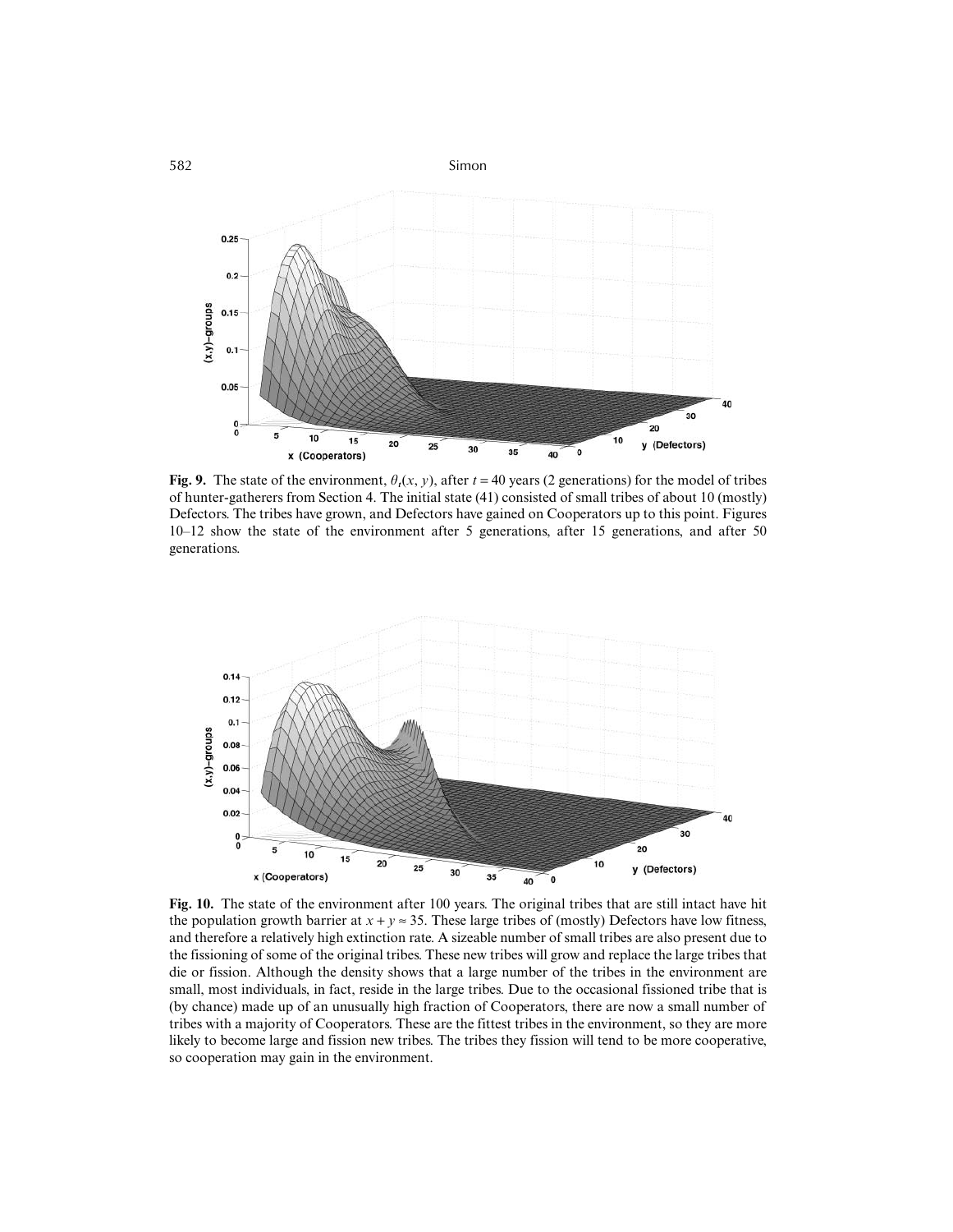**Fig. 9.** The state of the environment, $\theta_t(x, y)$, after $t = 40$ years (2 generations) for the model of tribes of hunter-gatherers from Section 4. The initial state (41) consisted of small tribes of about 10 (mostly) Defectors. The tribes have grown, and Defectors have gained on Cooperators up to this point. Figures 10–12 show the state of the environment after 5 generations, after 15 generations, and after 50 generations.

**Fig. 10.** The state of the environment after 100 years. The original tribes that are still intact have hit the population growth barrier at $x + y \approx 35$. These large tribes of (mostly) Defectors have low fitness, and therefore a relatively high extinction rate. A sizeable number of small tribes are also present due to the fissioning of some of the original tribes. These new tribes will grow and replace the large tribes that die or fission. Although the density shows that a large number of the tribes in the environment are small, most individuals, in fact, reside in the large tribes. Due to the occasional fissioned tribe that is (by chance) made up of an unusually high fraction of Cooperators, there are now a small number of tribes with a majority of Cooperators. These are the fittest tribes in the environment, so they are more likely to become large and fission new tribes. The tribes they fission will tend to be more cooperative, so cooperation may gain in the environment.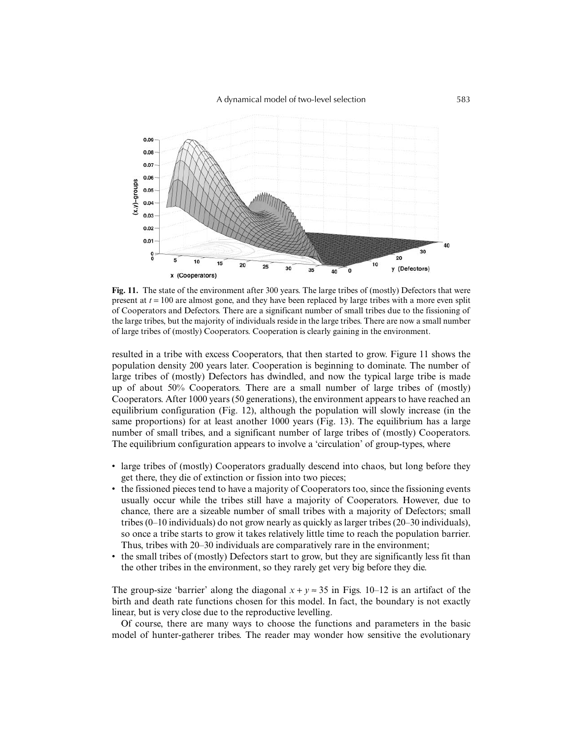**Fig. 11.** The state of the environment after 300 years. The large tribes of (mostly) Defectors that were present at $t = 100$ are almost gone, and they have been replaced by large tribes with a more even split of Cooperators and Defectors. There are a significant number of small tribes due to the fissioning of the large tribes, but the majority of individuals reside in the large tribes. There are now a small number of large tribes of (mostly) Cooperators. Cooperation is clearly gaining in the environment.

resulted in a tribe with excess Cooperators, that then started to grow. Figure 11 shows the population density 200 years later. Cooperation is beginning to dominate. The number of large tribes of (mostly) Defectors has dwindled, and now the typical large tribe is made up of about 50% Cooperators. There are a small number of large tribes of (mostly) Cooperators. After 1000 years (50 generations), the environment appears to have reached an equilibrium configuration (Fig. 12), although the population will slowly increase (in the same proportions) for at least another 1000 years (Fig. 13). The equilibrium has a large number of small tribes, and a significant number of large tribes of (mostly) Cooperators. The equilibrium configuration appears to involve a 'circulation' of group-types, where

- large tribes of (mostly) Cooperators gradually descend into chaos, but long before they get there, they die of extinction or fission into two pieces;
- the fissioned pieces tend to have a majority of Cooperators too, since the fissioning events usually occur while the tribes still have a majority of Cooperators. However, due to chance, there are a sizeable number of small tribes with a majority of Defectors; small tribes (0–10 individuals) do not grow nearly as quickly as larger tribes (20–30 individuals), so once a tribe starts to grow it takes relatively little time to reach the population barrier. Thus, tribes with 20–30 individuals are comparatively rare in the environment;
- the small tribes of (mostly) Defectors start to grow, but they are significantly less fit than the other tribes in the environment, so they rarely get very big before they die.

The group-size 'barrier' along the diagonal $x + y \approx 35$ in Figs. 10–12 is an artifact of the birth and death rate functions chosen for this model. In fact, the boundary is not exactly linear, but is very close due to the reproductive levelling.

Of course, there are many ways to choose the functions and parameters in the basic model of hunter-gatherer tribes. The reader may wonder how sensitive the evolutionary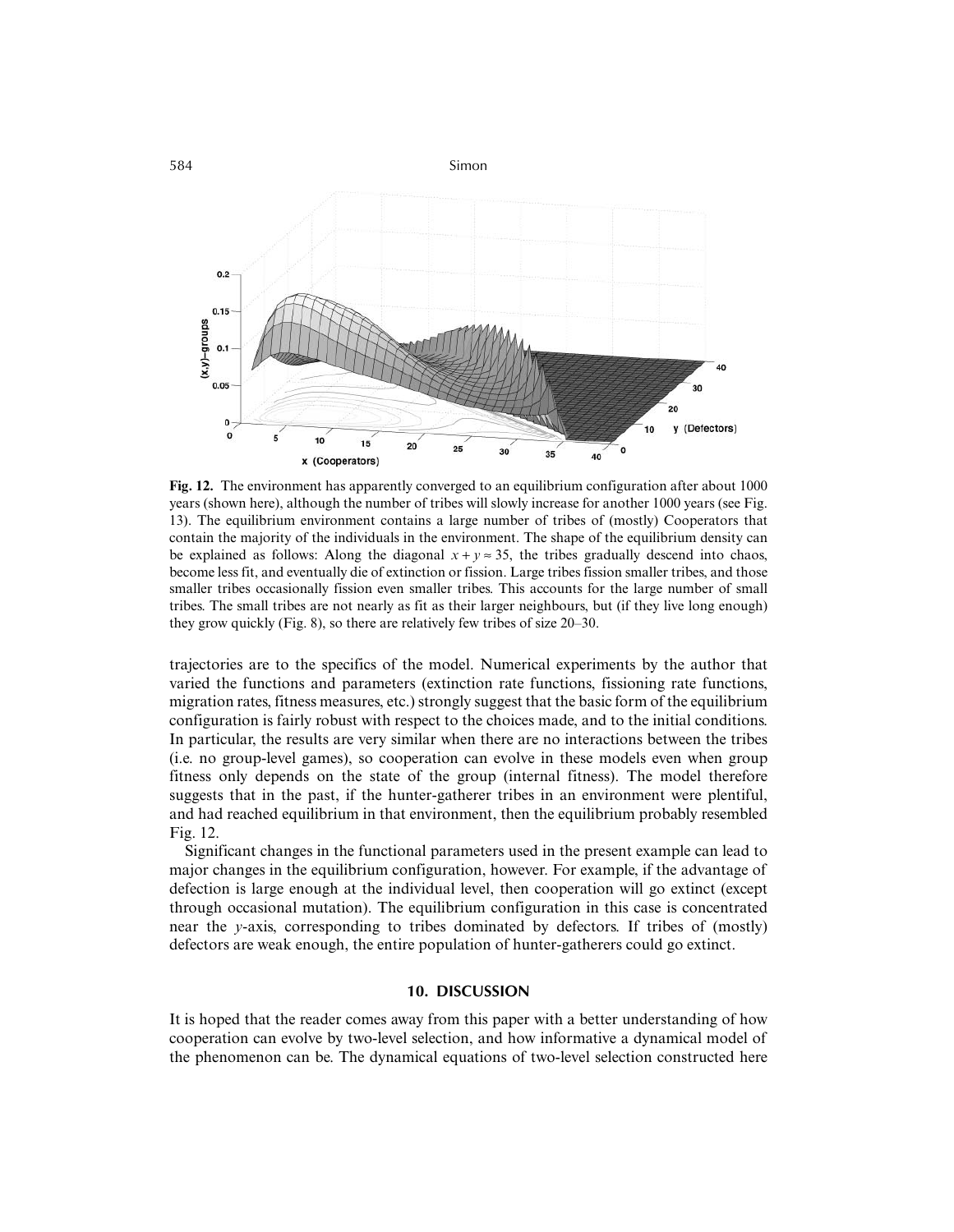**Fig. 12.** The environment has apparently converged to an equilibrium configuration after about 1000 years (shown here), although the number of tribes will slowly increase for another 1000 years (see Fig. 13). The equilibrium environment contains a large number of tribes of (mostly) Cooperators that contain the majority of the individuals in the environment. The shape of the equilibrium density can be explained as follows: Along the diagonal $x + y \approx 35$, the tribes gradually descend into chaos, become less fit, and eventually die of extinction or fission. Large tribes fission smaller tribes, and those smaller tribes occasionally fission even smaller tribes. This accounts for the large number of small tribes. The small tribes are not nearly as fit as their larger neighbours, but (if they live long enough) they grow quickly (Fig. 8), so there are relatively few tribes of size 20–30.

trajectories are to the specifics of the model. Numerical experiments by the author that varied the functions and parameters (extinction rate functions, fissioning rate functions, migration rates, fitness measures, etc.) strongly suggest that the basic form of the equilibrium configuration is fairly robust with respect to the choices made, and to the initial conditions. In particular, the results are very similar when there are no interactions between the tribes (i.e. no group-level games), so cooperation can evolve in these models even when group fitness only depends on the state of the group (internal fitness). The model therefore suggests that in the past, if the hunter-gatherer tribes in an environment were plentiful, and had reached equilibrium in that environment, then the equilibrium probably resembled Fig. 12.

Significant changes in the functional parameters used in the present example can lead to major changes in the equilibrium configuration, however. For example, if the advantage of defection is large enough at the individual level, then cooperation will go extinct (except through occasional mutation). The equilibrium configuration in this case is concentrated near the $y$-axis, corresponding to tribes dominated by defectors. If tribes of (mostly) defectors are weak enough, the entire population of hunter-gatherers could go extinct.

## 10. DISCUSSION

It is hoped that the reader comes away from this paper with a better understanding of how cooperation can evolve by two-level selection, and how informative a dynamical model of the phenomenon can be. The dynamical equations of two-level selection constructed here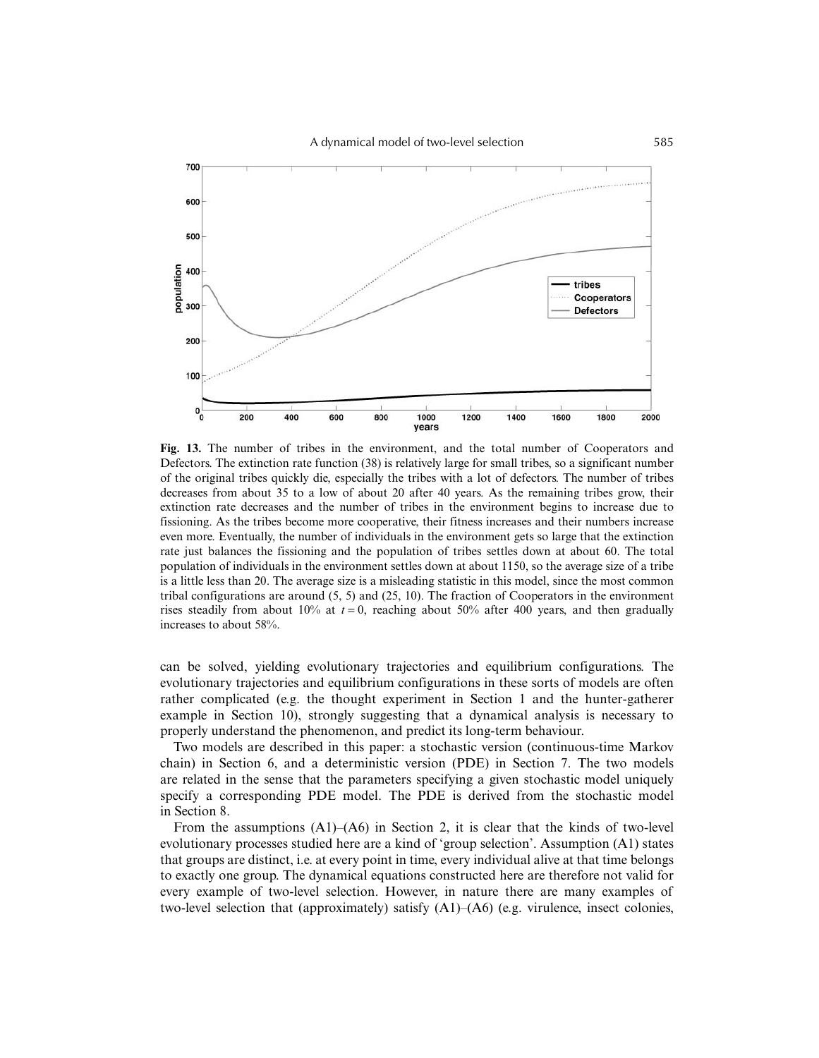**Fig. 13.** The number of tribes in the environment, and the total number of Cooperators and Defectors. The extinction rate function (38) is relatively large for small tribes, so a significant number of the original tribes quickly die, especially the tribes with a lot of defectors. The number of tribes decreases from about 35 to a low of about 20 after 40 years. As the remaining tribes grow, their extinction rate decreases and the number of tribes in the environment begins to increase due to fissioning. As the tribes become more cooperative, their fitness increases and their numbers increase even more. Eventually, the number of individuals in the environment gets so large that the extinction rate just balances the fissioning and the population of tribes settles down at about 60. The total population of individuals in the environment settles down at about 1150, so the average size of a tribe is a little less than 20. The average size is a misleading statistic in this model, since the most common tribal configurations are around (5, 5) and (25, 10). The fraction of Cooperators in the environment rises steadily from about 10% at $t = 0$, reaching about 50% after 400 years, and then gradually increases to about 58%.

can be solved, yielding evolutionary trajectories and equilibrium configurations. The evolutionary trajectories and equilibrium configurations in these sorts of models are often rather complicated (e.g. the thought experiment in Section 1 and the hunter-gatherer example in Section 10), strongly suggesting that a dynamical analysis is necessary to properly understand the phenomenon, and predict its long-term behaviour.

Two models are described in this paper: a stochastic version (continuous-time Markov chain) in Section 6, and a deterministic version (PDE) in Section 7. The two models are related in the sense that the parameters specifying a given stochastic model uniquely specify a corresponding PDE model. The PDE is derived from the stochastic model in Section 8.

From the assumptions (A1)–(A6) in Section 2, it is clear that the kinds of two-level evolutionary processes studied here are a kind of 'group selection'. Assumption (A1) states that groups are distinct, i.e. at every point in time, every individual alive at that time belongs to exactly one group. The dynamical equations constructed here are therefore not valid for every example of two-level selection. However, in nature there are many examples of two-level selection that (approximately) satisfy (A1)–(A6) (e.g. virulence, insect colonies,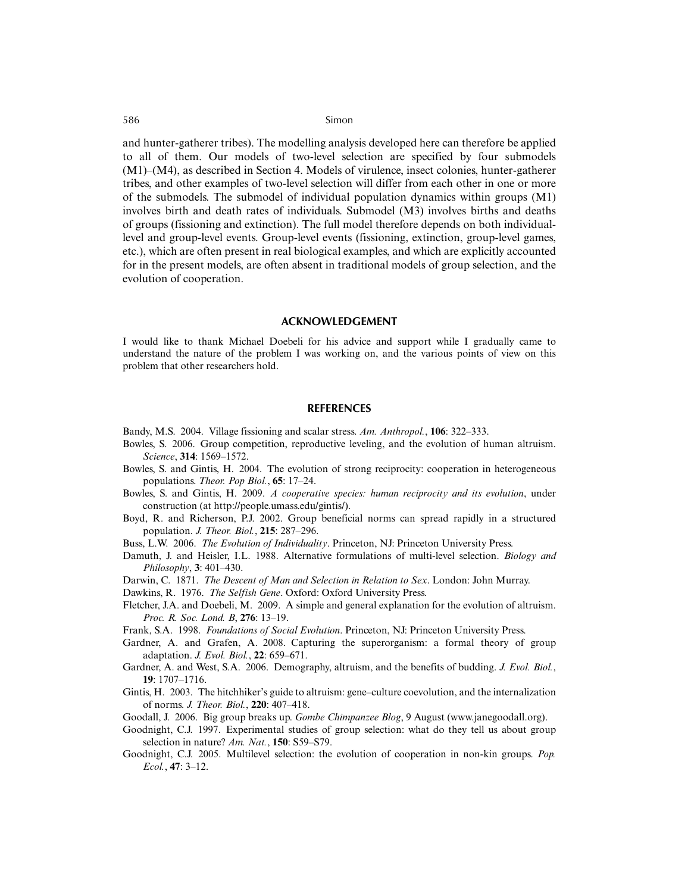and hunter-gatherer tribes). The modelling analysis developed here can therefore be applied to all of them. Our models of two-level selection are specified by four submodels (M1)–(M4), as described in Section 4. Models of virulence, insect colonies, hunter-gatherer tribes, and other examples of two-level selection will differ from each other in one or more of the submodels. The submodel of individual population dynamics within groups (M1) involves birth and death rates of individuals. Submodel (M3) involves births and deaths of groups (fissioning and extinction). The full model therefore depends on both individual-level and group-level events. Group-level events (fissioning, extinction, group-level games, etc.), which are often present in real biological examples, and which are explicitly accounted for in the present models, are often absent in traditional models of group selection, and the evolution of cooperation.

## ACKNOWLEDGEMENT

I would like to thank Michael Doebeli for his advice and support while I gradually came to understand the nature of the problem I was working on, and the various points of view on this problem that other researchers hold.

## REFERENCES

Bandy, M.S. 2004. Village fissioning and scalar stress. *Am. Anthropol.*, **106**: 322–333.

Bowles, S. 2006. Group competition, reproductive leveling, and the evolution of human altruism. *Science*, **314**: 1569–1572.

Bowles, S. and Gintis, H. 2004. The evolution of strong reciprocity: cooperation in heterogeneous populations. *Theor. Pop Biol.*, **65**: 17–24.

Bowles, S. and Gintis, H. 2009. *A cooperative species: human reciprocity and its evolution*, under construction (at http://people.umass.edu/gintis/).

Boyd, R. and Richerson, P.J. 2002. Group beneficial norms can spread rapidly in a structured population. *J. Theor. Biol.*, **215**: 287–296.

Buss, L.W. 2006. *The Evolution of Individuality*. Princeton, NJ: Princeton University Press.

Damuth, J. and Heisler, I.L. 1988. Alternative formulations of multi-level selection. *Biology and Philosophy*, **3**: 401–430.

Darwin, C. 1871. *The Descent of Man and Selection in Relation to Sex*. London: John Murray.

Dawkins, R. 1976. *The Selfish Gene*. Oxford: Oxford University Press.

Fletcher, J.A. and Doebeli, M. 2009. A simple and general explanation for the evolution of altruism. *Proc. R. Soc. Lond. B*, **276**: 13–19.

Frank, S.A. 1998. *Foundations of Social Evolution*. Princeton, NJ: Princeton University Press.

Gardner, A. and Grafen, A. 2008. Capturing the superorganism: a formal theory of group adaptation. *J. Evol. Biol.*, **22**: 659–671.

Gardner, A. and West, S.A. 2006. Demography, altruism, and the benefits of budding. *J. Evol. Biol.*, **19**: 1707–1716.

Gintis, H. 2003. The hitchhiker's guide to altruism: gene–culture coevolution, and the internalization of norms. *J. Theor. Biol.*, **220**: 407–418.

Goodall, J. 2006. Big group breaks up. *Gombe Chimpanzee Blog*, 9 August (www.janegoodall.org).

Goodnight, C.J. 1997. Experimental studies of group selection: what do they tell us about group selection in nature? *Am. Nat.*, **150**: S59–S79.

Goodnight, C.J. 2005. Multilevel selection: the evolution of cooperation in non-kin groups. *Pop. Ecol.*, **47**: 3–12.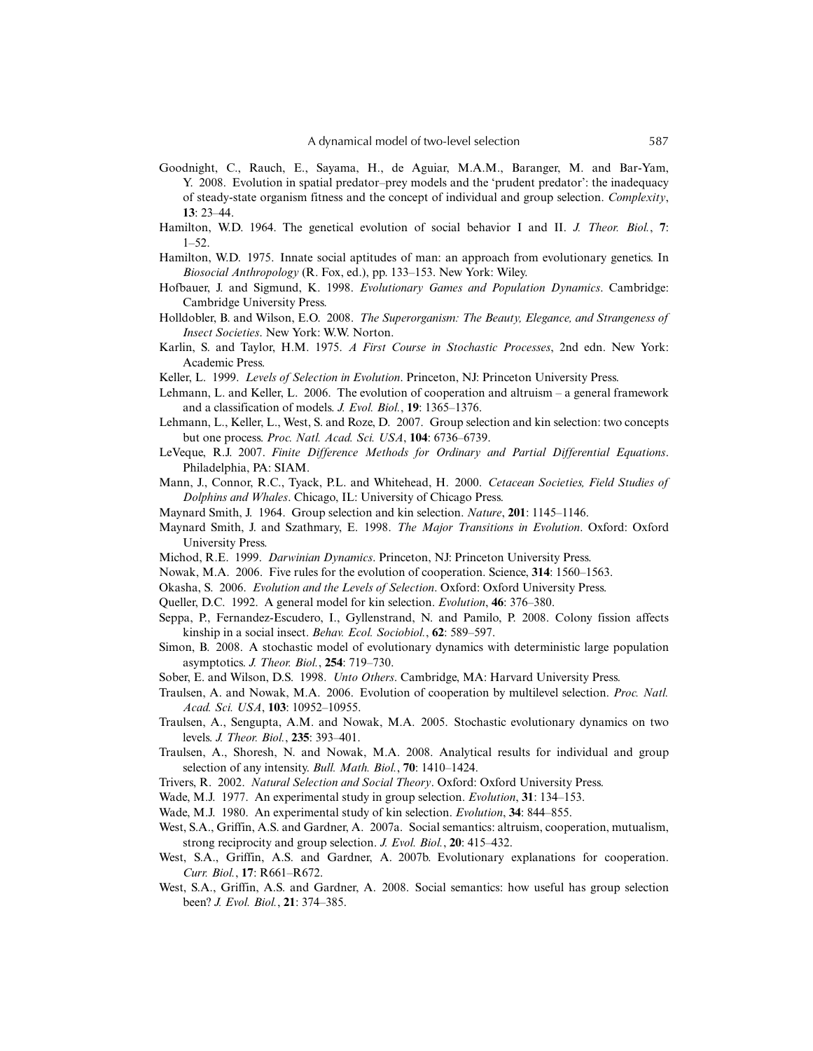Goodnight, C., Rauch, E., Sayama, H., de Aguiar, M.A.M., Baranger, M. and Bar-Yam, Y. 2008. Evolution in spatial predator–prey models and the 'prudent predator': the inadequacy of steady-state organism fitness and the concept of individual and group selection. *Complexity*, **13**: 23–44.

Hamilton, W.D. 1964. The genetical evolution of social behavior I and II. *J. Theor. Biol.*, **7**: 1–52.

Hamilton, W.D. 1975. Innate social aptitudes of man: an approach from evolutionary genetics. In *Biosocial Anthropology* (R. Fox, ed.), pp. 133–153. New York: Wiley.

Hofbauer, J. and Sigmund, K. 1998. *Evolutionary Games and Population Dynamics*. Cambridge: Cambridge University Press.

Holldobler, B. and Wilson, E.O. 2008. *The Superorganism: The Beauty, Elegance, and Strangeness of Insect Societies*. New York: W.W. Norton.

Karlin, S. and Taylor, H.M. 1975. *A First Course in Stochastic Processes*, 2nd edn. New York: Academic Press.

Keller, L. 1999. *Levels of Selection in Evolution*. Princeton, NJ: Princeton University Press.

Lehmann, L. and Keller, L. 2006. The evolution of cooperation and altruism – a general framework and a classification of models. *J. Evol. Biol.*, **19**: 1365–1376.

Lehmann, L., Keller, L., West, S. and Roze, D. 2007. Group selection and kin selection: two concepts but one process. *Proc. Natl. Acad. Sci. USA*, **104**: 6736–6739.

LeVeque, R.J. 2007. *Finite Difference Methods for Ordinary and Partial Differential Equations*. Philadelphia, PA: SIAM.

Mann, J., Connor, R.C., Tyack, P.L. and Whitehead, H. 2000. *Cetacean Societies, Field Studies of Dolphins and Whales*. Chicago, IL: University of Chicago Press.

Maynard Smith, J. 1964. Group selection and kin selection. *Nature*, **201**: 1145–1146.

Maynard Smith, J. and Szathmary, E. 1998. *The Major Transitions in Evolution*. Oxford: Oxford University Press.

Michod, R.E. 1999. *Darwinian Dynamics*. Princeton, NJ: Princeton University Press.

Nowak, M.A. 2006. Five rules for the evolution of cooperation. Science, **314**: 1560–1563.

Okasha, S. 2006. *Evolution and the Levels of Selection*. Oxford: Oxford University Press.

Queller, D.C. 1992. A general model for kin selection. *Evolution*, **46**: 376–380.

Seppa, P., Fernandez-Escudero, I., Gyllenstrand, N. and Pamilo, P. 2008. Colony fission affects kinship in a social insect. *Behav. Ecol. Sociobiol.*, **62**: 589–597.

Simon, B. 2008. A stochastic model of evolutionary dynamics with deterministic large population asymptotics. *J. Theor. Biol.*, **254**: 719–730.

Sober, E. and Wilson, D.S. 1998. *Unto Others*. Cambridge, MA: Harvard University Press.

Traulsen, A. and Nowak, M.A. 2006. Evolution of cooperation by multilevel selection. *Proc. Natl. Acad. Sci. USA*, **103**: 10952–10955.

Traulsen, A., Sengupta, A.M. and Nowak, M.A. 2005. Stochastic evolutionary dynamics on two levels. *J. Theor. Biol.*, **235**: 393–401.

Traulsen, A., Shoresh, N. and Nowak, M.A. 2008. Analytical results for individual and group selection of any intensity. *Bull. Math. Biol.*, **70**: 1410–1424.

Trivers, R. 2002. *Natural Selection and Social Theory*. Oxford: Oxford University Press.

Wade, M.J. 1977. An experimental study in group selection. *Evolution*, **31**: 134–153.

Wade, M.J. 1980. An experimental study of kin selection. *Evolution*, **34**: 844–855.

West, S.A., Griffin, A.S. and Gardner, A. 2007a. Social semantics: altruism, cooperation, mutualism, strong reciprocity and group selection. *J. Evol. Biol.*, **20**: 415–432.

West, S.A., Griffin, A.S. and Gardner, A. 2007b. Evolutionary explanations for cooperation. *Curr. Biol.*, **17**: R661–R672.

West, S.A., Griffin, A.S. and Gardner, A. 2008. Social semantics: how useful has group selection been? *J. Evol. Biol.*, **21**: 374–385.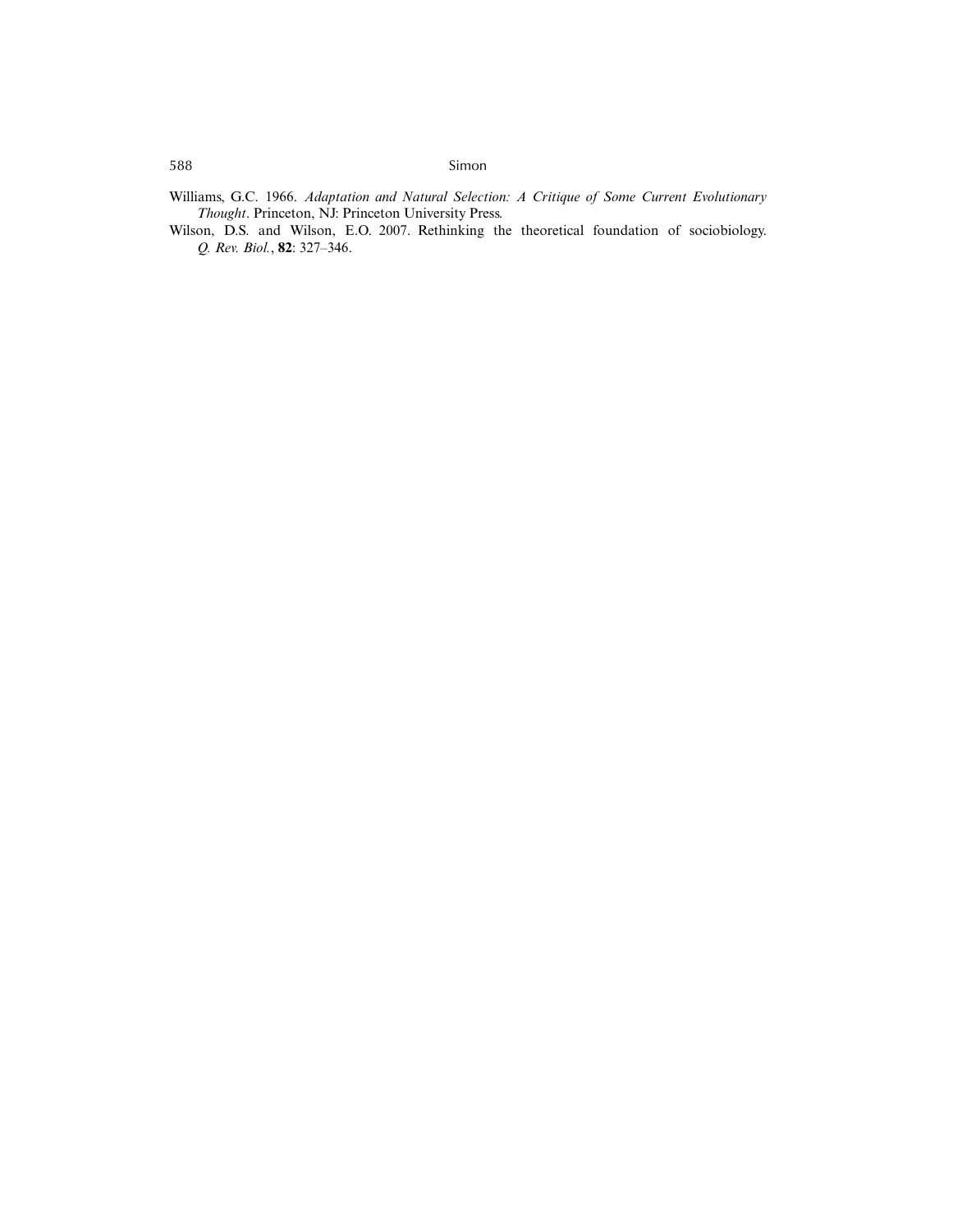Williams, G.C. 1966. *Adaptation and Natural Selection: A Critique of Some Current Evolutionary Thought*. Princeton, NJ: Princeton University Press.

Wilson, D.S. and Wilson, E.O. 2007. Rethinking the theoretical foundation of sociobiology. *Q. Rev. Biol.*, **82**: 327–346.